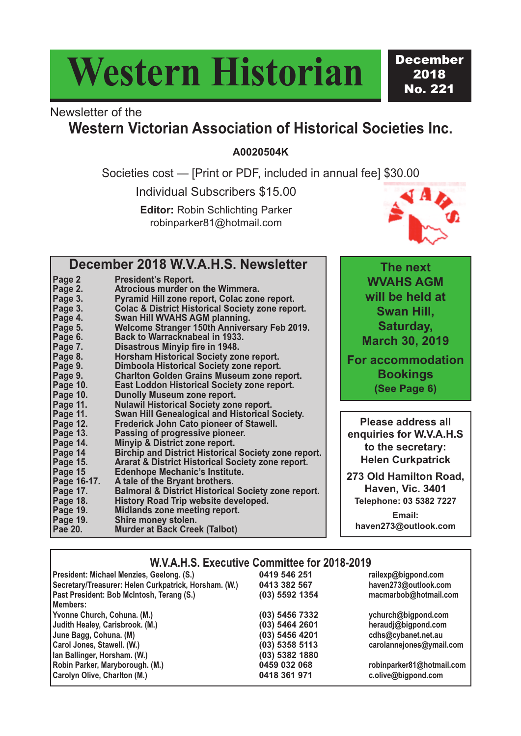# Western Historian

**December 2018 No. 221**

Newsletter of the

## Western Victorian Association of Historical Societies Inc.

**A0020504K**

Societies cost — [Print or PDF, included in annual fee] $30.00

Individual Subscribers $15.00

**Editor:** Robin Schlichting Parker
robinparker81@hotmail.com

## December 2018 W.V.A.H.S. Newsletter

| Page | Content |
| --- | --- |
| Page 2 | President's Report. |
| Page 2. | Atrocious murder on the Wimmera. |
| Page 3. | Pyramid Hill zone report, Colac zone report. |
| Page 3. | Colac & District Historical Society zone report. |
| Page 4. | Swan Hill WVAHS AGM planning. |
| Page 5. | Welcome Stranger 150th Anniversary Feb 2019. |
| Page 6. | Back to Warracknabeal in 1933. |
| Page 7. | Disastrous Minyip fire in 1948. |
| Page 8. | Horsham Historical Society zone report. |
| Page 9. | Dimboola Historical Society zone report. |
| Page 9. | Charlton Golden Grains Museum zone report. |
| Page 10. | East Loddon Historical Society zone report. |
| Page 10. | Dunolly Museum zone report. |
| Page 11. | Nulawil Historical Society zone report. |
| Page 11. | Swan Hill Genealogical and Historical Society. |
| Page 12. | Frederick John Cato pioneer of Stawell. |
| Page 13. | Passing of progressive pioneer. |
| Page 14. | Minyip & District zone report. |
| Page 14 | Birchip and District Historical Society zone report. |
| Page 15. | Ararat & District Historical Society zone report. |
| Page 15 | Edenhope Mechanic's Institute. |
| Page 16-17. | A tale of the Bryant brothers. |
| Page 17. | Balmoral & District Historical Society zone report. |
| Page 18. | History Road Trip website developed. |
| Page 19. | Midlands zone meeting report. |
| Page 19. | Shire money stolen. |
| Pae 20. | Murder at Back Creek (Talbot) |

**The next WVAHS AGM will be held at Swan Hill, Saturday, March 30, 2019**

**For accommodation Bookings (See Page 6)**

**Please address all enquiries for W.V.A.H.S to the secretary: Helen Curkpatrick**

**273 Old Hamilton Road, Haven, Vic. 3401**
**Telephone: 03 5382 7227**
**Email: haven273@outlook.com**

## W.V.A.H.S. Executive Committee for 2018-2019

| Position / Name | Phone | Email |
| --- | --- | --- |
| President: Michael Menzies, Geelong. (S.) | 0419 546 251 | railexp@bigpond.com |
| Secretary/Treasurer: Helen Curkpatrick, Horsham. (W.) | 0413 382 567 | haven273@outlook.com |
| Past President: Bob McIntosh, Terang (S.) | (03) 5592 1354 | macmarbob@hotmail.com |
| Members: | | |
| Yvonne Church, Cohuna. (M.) | (03) 5456 7332 | ychurch@bigpond.com |
| Judith Healey, Carisbrook. (M.) | (03) 5464 2601 | heraudj@bigpond.com |
| June Bagg, Cohuna. (M) | (03) 5456 4201 | cdhs@cybanet.net.au |
| Carol Jones, Stawell. (W.) | (03) 5358 5113 | carolannejones@ymail.com |
| Ian Ballinger, Horsham. (W.) | (03) 5382 1880 | |
| Robin Parker, Maryborough. (M.) | 0459 032 068 | robinparker81@hotmail.com |
| Carolyn Olive, Charlton (M.) | 0418 361 971 | c.olive@bigpond.com |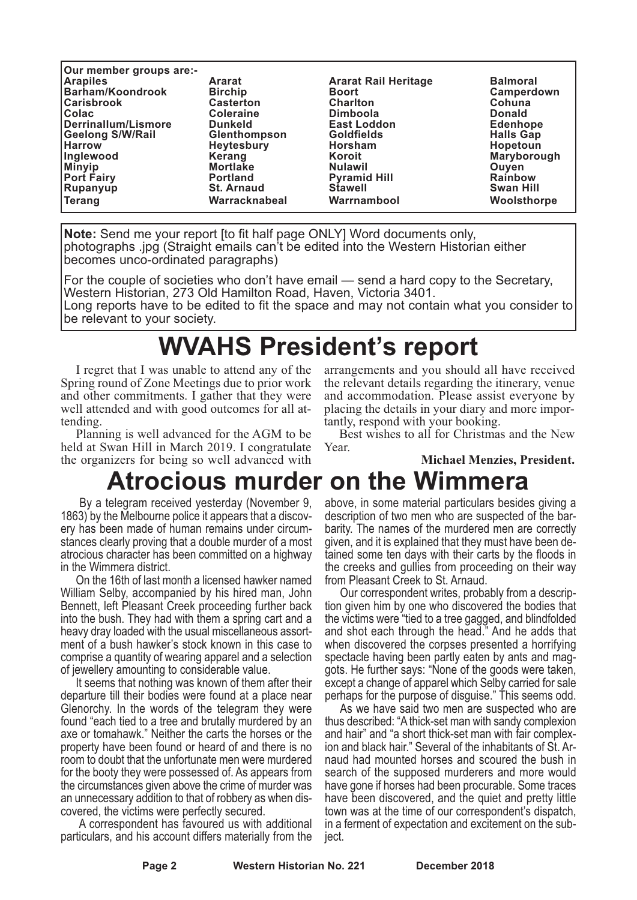**Our member groups are:-**

| | | | |
|---|---|---|---|
| Arapiles | Ararat | Ararat Rail Heritage | Balmoral |
| Barham/Koondrook | Birchip | Boort | Camperdown |
| Carisbrook | Casterton | Charlton | Cohuna |
| Colac | Coleraine | Dimboola | Donald |
| Derrinallum/Lismore | Dunkeld | East Loddon | Edenhope |
| Geelong S/W/Rail | Glenthompson | Goldfields | Halls Gap |
| Harrow | Heytesbury | Horsham | Hopetoun |
| Inglewood | Kerang | Koroit | Maryborough |
| Minyip | Mortlake | Nulawil | Ouyen |
| Port Fairy | Portland | Pyramid Hill | Rainbow |
| Rupanyup | St. Arnaud | Stawell | Swan Hill |
| Terang | Warracknabeal | Warrnambool | Woolsthorpe |

**Note:** Send me your report [to fit half page ONLY] Word documents only, photographs .jpg (Straight emails can't be edited into the Western Historian either becomes unco-ordinated paragraphs)

For the couple of societies who don't have email — send a hard copy to the Secretary, Western Historian, 273 Old Hamilton Road, Haven, Victoria 3401.
Long reports have to be edited to fit the space and may not contain what you consider to be relevant to your society.

# WVAHS President's report

I regret that I was unable to attend any of the Spring round of Zone Meetings due to prior work and other commitments. I gather that they were well attended and with good outcomes for all attending.

Planning is well advanced for the AGM to be held at Swan Hill in March 2019. I congratulate the organizers for being so well advanced with arrangements and you should all have received the relevant details regarding the itinerary, venue and accommodation. Please assist everyone by placing the details in your diary and more importantly, respond with your booking.

Best wishes to all for Christmas and the New Year.

**Michael Menzies, President.**

# Atrocious murder on the Wimmera

By a telegram received yesterday (November 9, 1863) by the Melbourne police it appears that a discovery has been made of human remains under circumstances clearly proving that a double murder of a most atrocious character has been committed on a highway in the Wimmera district.

On the 16th of last month a licensed hawker named William Selby, accompanied by his hired man, John Bennett, left Pleasant Creek proceeding further back into the bush. They had with them a spring cart and a heavy dray loaded with the usual miscellaneous assortment of a bush hawker's stock known in this case to comprise a quantity of wearing apparel and a selection of jewellery amounting to considerable value.

It seems that nothing was known of them after their departure till their bodies were found at a place near Glenorchy. In the words of the telegram they were found "each tied to a tree and brutally murdered by an axe or tomahawk." Neither the carts the horses or the property have been found or heard of and there is no room to doubt that the unfortunate men were murdered for the booty they were possessed of. As appears from the circumstances given above the crime of murder was an unnecessary addition to that of robbery as when discovered, the victims were perfectly secured.

A correspondent has favoured us with additional particulars, and his account differs materially from the above, in some material particulars besides giving a description of two men who are suspected of the barbarity. The names of the murdered men are correctly given, and it is explained that they must have been detained some ten days with their carts by the floods in the creeks and gullies from proceeding on their way from Pleasant Creek to St. Arnaud.

Our correspondent writes, probably from a description given him by one who discovered the bodies that the victims were "tied to a tree gagged, and blindfolded and shot each through the head." And he adds that when discovered the corpses presented a horrifying spectacle having been partly eaten by ants and maggots. He further says: "None of the goods were taken, except a change of apparel which Selby carried for sale perhaps for the purpose of disguise." This seems odd.

As we have said two men are suspected who are thus described: "A thick-set man with sandy complexion and hair" and "a short thick-set man with fair complexion and black hair." Several of the inhabitants of St. Arnaud had mounted horses and scoured the bush in search of the supposed murderers and more would have gone if horses had been procurable. Some traces have been discovered, and the quiet and pretty little town was at the time of our correspondent's dispatch, in a ferment of expectation and excitement on the subject.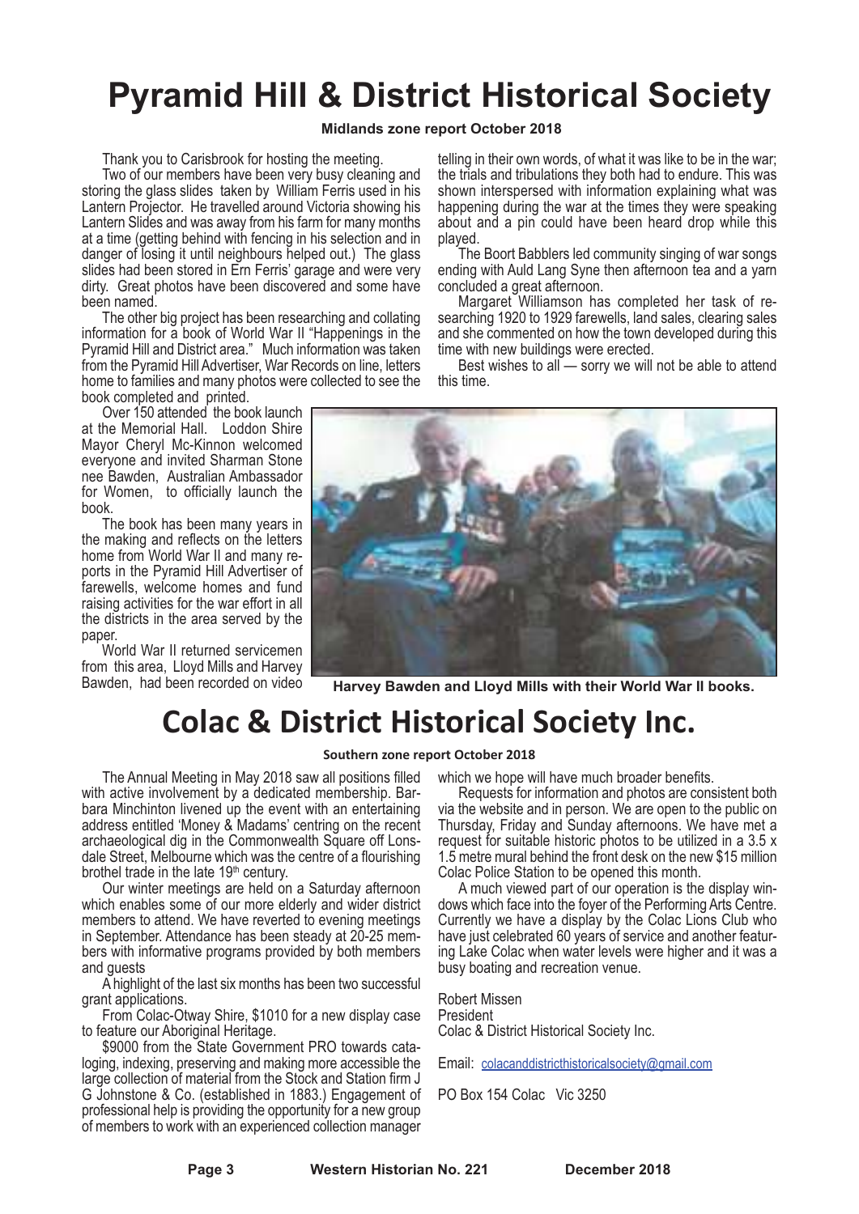# Pyramid Hill & District Historical Society

**Midlands zone report October 2018**

Thank you to Carisbrook for hosting the meeting.

Two of our members have been very busy cleaning and storing the glass slides taken by William Ferris used in his Lantern Projector. He travelled around Victoria showing his Lantern Slides and was away from his farm for many months at a time (getting behind with fencing in his selection and in danger of losing it until neighbours helped out.) The glass slides had been stored in Ern Ferris' garage and were very dirty. Great photos have been discovered and some have been named.

The other big project has been researching and collating information for a book of World War II "Happenings in the Pyramid Hill and District area." Much information was taken from the Pyramid Hill Advertiser, War Records on line, letters home to families and many photos were collected to see the book completed and printed.

Over 150 attended the book launch at the Memorial Hall. Loddon Shire Mayor Cheryl Mc-Kinnon welcomed everyone and invited Sharman Stone nee Bawden, Australian Ambassador for Women, to officially launch the book.

The book has been many years in the making and reflects on the letters home from World War II and many reports in the Pyramid Hill Advertiser of farewells, welcome homes and fund raising activities for the war effort in all the districts in the area served by the paper.

World War II returned servicemen from this area, Lloyd Mills and Harvey Bawden, had been recorded on video telling in their own words, of what it was like to be in the war; the trials and tribulations they both had to endure. This was shown interspersed with information explaining what was happening during the war at the times they were speaking about and a pin could have been heard drop while this played.

The Boort Babblers led community singing of war songs ending with Auld Lang Syne then afternoon tea and a yarn concluded a great afternoon.

Margaret Williamson has completed her task of researching 1920 to 1929 farewells, land sales, clearing sales and she commented on how the town developed during this time with new buildings were erected.

Best wishes to all — sorry we will not be able to attend this time.

**Harvey Bawden and Lloyd Mills with their World War II books.**

# Colac & District Historical Society Inc.

**Southern zone report October 2018**

The Annual Meeting in May 2018 saw all positions filled with active involvement by a dedicated membership. Barbara Minchinton livened up the event with an entertaining address entitled 'Money & Madams' centring on the recent archaeological dig in the Commonwealth Square off Lonsdale Street, Melbourne which was the centre of a flourishing brothel trade in the late 19th century.

Our winter meetings are held on a Saturday afternoon which enables some of our more elderly and wider district members to attend. We have reverted to evening meetings in September. Attendance has been steady at 20-25 members with informative programs provided by both members and guests

A highlight of the last six months has been two successful grant applications.

From Colac-Otway Shire, $1010 for a new display case to feature our Aboriginal Heritage.

$9000 from the State Government PRO towards cataloging, indexing, preserving and making more accessible the large collection of material from the Stock and Station firm J G Johnstone & Co. (established in 1883.) Engagement of professional help is providing the opportunity for a new group of members to work with an experienced collection manager which we hope will have much broader benefits.

Requests for information and photos are consistent both via the website and in person. We are open to the public on Thursday, Friday and Sunday afternoons. We have met a request for suitable historic photos to be utilized in a 3.5 x 1.5 metre mural behind the front desk on the new $15 million Colac Police Station to be opened this month.

A much viewed part of our operation is the display windows which face into the foyer of the Performing Arts Centre. Currently we have a display by the Colac Lions Club who have just celebrated 60 years of service and another featuring Lake Colac when water levels were higher and it was a busy boating and recreation venue.

Robert Missen
President
Colac & District Historical Society Inc.

Email: colacanddistricthistoricalsociety@gmail.com

PO Box 154 Colac Vic 3250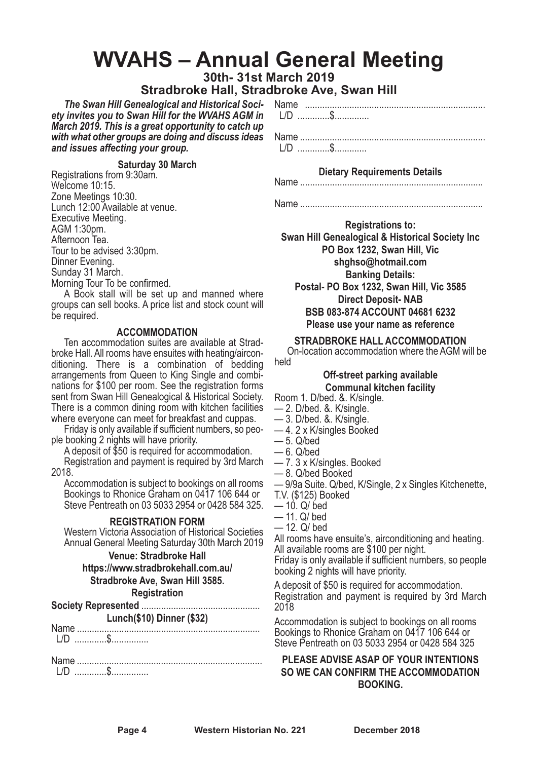# WVAHS – Annual General Meeting

**30th- 31st March 2019**

**Stradbroke Hall, Stradbroke Ave, Swan Hill**

***The Swan Hill Genealogical and Historical Society invites you to Swan Hill for the WVAHS AGM in March 2019. This is a great opportunity to catch up with what other groups are doing and discuss ideas and issues affecting your group.***

**Saturday 30 March**

Registrations from 9:30am.
Welcome 10:15.
Zone Meetings 10:30.
Lunch 12:00 Available at venue.
Executive Meeting.
AGM 1:30pm.
Afternoon Tea.
Tour to be advised 3:30pm.
Dinner Evening.
Sunday 31 March.
Morning Tour To be confirmed.

A Book stall will be set up and manned where groups can sell books. A price list and stock count will be required.

**ACCOMMODATION**

Ten accommodation suites are available at Stradbroke Hall. All rooms have ensuites with heating/airconditioning. There is a combination of bedding arrangements from Queen to King Single and combinations for $100 per room. See the registration forms sent from Swan Hill Genealogical & Historical Society. There is a common dining room with kitchen facilities where everyone can meet for breakfast and cuppas.

Friday is only available if sufficient numbers, so people booking 2 nights will have priority.

A deposit of $50 is required for accommodation.

Registration and payment is required by 3rd March 2018.

Accommodation is subject to bookings on all rooms
Bookings to Rhonice Graham on 0417 106 644 or
Steve Pentreath on 03 5033 2954 or 0428 584 325.

**REGISTRATION FORM**

Western Victoria Association of Historical Societies Annual General Meeting Saturday 30th March 2019

**Venue: Stradbroke Hall**
**https://www.stradbrokehall.com.au/**
**Stradbroke Ave, Swan Hill 3585.**

**Registration**

**Society Represented** ................................................

**Lunch($10) Dinner ($32)**

Name ..........................................................................
L/D .............$...............

Name ..........................................................................
L/D .............$...............

Name ........................................................................
L/D .............$..............

Name ..........................................................................
L/D .............$.............

**Dietary Requirements Details**

Name .........................................................................

Name .........................................................................

**Registrations to:**
**Swan Hill Genealogical & Historical Society Inc**
**PO Box 1232, Swan Hill, Vic**
**shghso@hotmail.com**
**Banking Details:**
**Postal- PO Box 1232, Swan Hill, Vic 3585**
**Direct Deposit- NAB**
**BSB 083-874 ACCOUNT 04681 6232**
**Please use your name as reference**

**STRADBROKE HALL ACCOMMODATION**

On-location accommodation where the AGM will be held

**Off-street parking available**
**Communal kitchen facility**

Room 1. D/bed. &. K/single.
— 2. D/bed. &. K/single.
— 3. D/bed. &. K/single.
— 4. 2 x K/singles Booked
— 5. Q/bed
— 6. Q/bed
— 7. 3 x K/singles. Booked
— 8. Q/bed Booked
— 9/9a Suite. Q/bed, K/Single, 2 x Singles Kitchenette, T.V. ($125) Booked
— 10. Q/ bed
— 11. Q/ bed
— 12. Q/ bed

All rooms have ensuite's, airconditioning and heating.
All available rooms are $100 per night.
Friday is only available if sufficient numbers, so people booking 2 nights will have priority.

A deposit of $50 is required for accommodation.
Registration and payment is required by 3rd March 2018

Accommodation is subject to bookings on all rooms
Bookings to Rhonice Graham on 0417 106 644 or
Steve Pentreath on 03 5033 2954 or 0428 584 325

**PLEASE ADVISE ASAP OF YOUR INTENTIONS SO WE CAN CONFIRM THE ACCOMMODATION BOOKING.**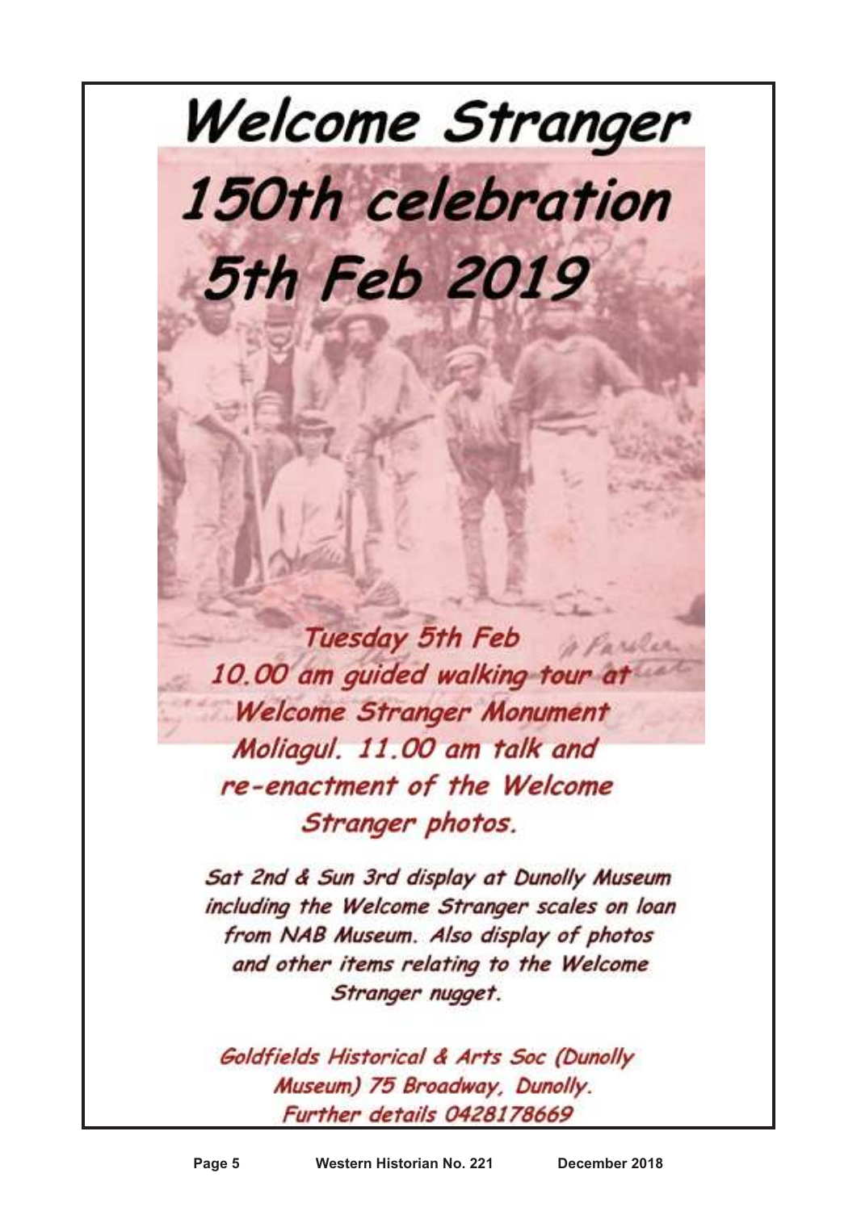# Welcome Stranger

## 150th celebration

## 5th Feb 2019

*Tuesday 5th Feb*
*10.00 am guided walking tour at Welcome Stranger Monument Moliagul. 11.00 am talk and re-enactment of the Welcome Stranger photos.*

*Sat 2nd & Sun 3rd display at Dunolly Museum including the Welcome Stranger scales on loan from NAB Museum. Also display of photos and other items relating to the Welcome Stranger nugget.*

*Goldfields Historical & Arts Soc (Dunolly Museum) 75 Broadway, Dunolly.*
*Further details 0428178669*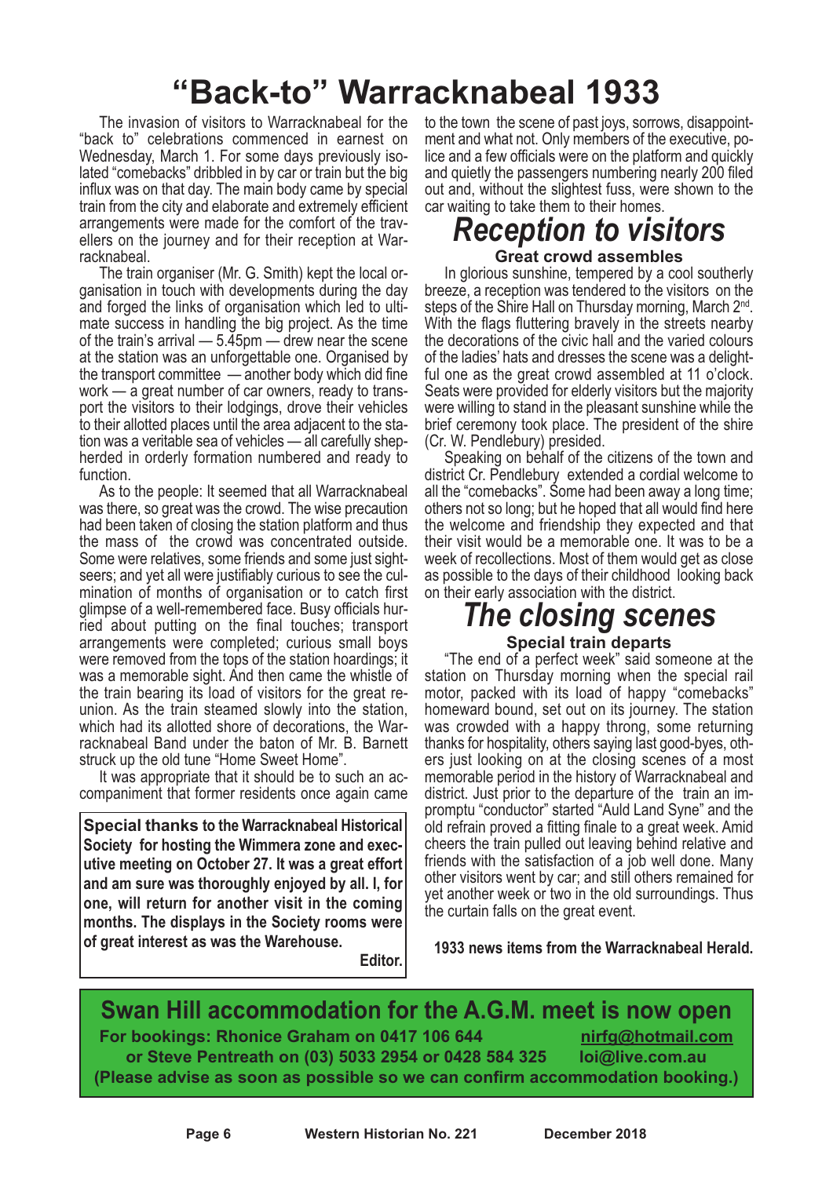# "Back-to" Warracknabeal 1933

The invasion of visitors to Warracknabeal for the "back to" celebrations commenced in earnest on Wednesday, March 1. For some days previously isolated "comebacks" dribbled in by car or train but the big influx was on that day. The main body came by special train from the city and elaborate and extremely efficient arrangements were made for the comfort of the travellers on the journey and for their reception at Warracknabeal.

The train organiser (Mr. G. Smith) kept the local organisation in touch with developments during the day and forged the links of organisation which led to ultimate success in handling the big project. As the time of the train's arrival — 5.45pm — drew near the scene at the station was an unforgettable one. Organised by the transport committee — another body which did fine work — a great number of car owners, ready to transport the visitors to their lodgings, drove their vehicles to their allotted places until the area adjacent to the station was a veritable sea of vehicles — all carefully shepherded in orderly formation numbered and ready to function.

As to the people: It seemed that all Warracknabeal was there, so great was the crowd. The wise precaution had been taken of closing the station platform and thus the mass of the crowd was concentrated outside. Some were relatives, some friends and some just sightseers; and yet all were justifiably curious to see the culmination of months of organisation or to catch first glimpse of a well-remembered face. Busy officials hurried about putting on the final touches; transport arrangements were completed; curious small boys were removed from the tops of the station hoardings; it was a memorable sight. And then came the whistle of the train bearing its load of visitors for the great reunion. As the train steamed slowly into the station, which had its allotted shore of decorations, the Warracknabeal Band under the baton of Mr. B. Barnett struck up the old tune "Home Sweet Home".

It was appropriate that it should be to such an accompaniment that former residents once again came to the town the scene of past joys, sorrows, disappointment and what not. Only members of the executive, police and a few officials were on the platform and quickly and quietly the passengers numbering nearly 200 filed out and, without the slightest fuss, were shown to the car waiting to take them to their homes.

## *Reception to visitors*

### Great crowd assembles

In glorious sunshine, tempered by a cool southerly breeze, a reception was tendered to the visitors on the steps of the Shire Hall on Thursday morning, March 2nd. With the flags fluttering bravely in the streets nearby the decorations of the civic hall and the varied colours of the ladies' hats and dresses the scene was a delightful one as the great crowd assembled at 11 o'clock. Seats were provided for elderly visitors but the majority were willing to stand in the pleasant sunshine while the brief ceremony took place. The president of the shire (Cr. W. Pendlebury) presided.

Speaking on behalf of the citizens of the town and district Cr. Pendlebury extended a cordial welcome to all the "comebacks". Some had been away a long time; others not so long; but he hoped that all would find here the welcome and friendship they expected and that their visit would be a memorable one. It was to be a week of recollections. Most of them would get as close as possible to the days of their childhood looking back on their early association with the district.

## *The closing scenes*

### Special train departs

"The end of a perfect week" said someone at the station on Thursday morning when the special rail motor, packed with its load of happy "comebacks" homeward bound, set out on its journey. The station was crowded with a happy throng, some returning thanks for hospitality, others saying last good-byes, others just looking on at the closing scenes of a most memorable period in the history of Warracknabeal and district. Just prior to the departure of the train an impromptu "conductor" started "Auld Land Syne" and the old refrain proved a fitting finale to a great week. Amid cheers the train pulled out leaving behind relative and friends with the satisfaction of a job well done. Many other visitors went by car; and still others remained for yet another week or two in the old surroundings. Thus the curtain falls on the great event.

**1933 news items from the Warracknabeal Herald.**

---

**Special thanks to the Warracknabeal Historical Society for hosting the Wimmera zone and executive meeting on October 27. It was a great effort and am sure was thoroughly enjoyed by all. I, for one, will return for another visit in the coming months. The displays in the Society rooms were of great interest as was the Warehouse.**

**Editor.**

---

## Swan Hill accommodation for the A.G.M. meet is now open

**For bookings: Rhonice Graham on 0417 106 644 nirfg@hotmail.com**
**or Steve Pentreath on (03) 5033 2954 or 0428 584 325 loi@live.com.au**
**(Please advise as soon as possible so we can confirm accommodation booking.)**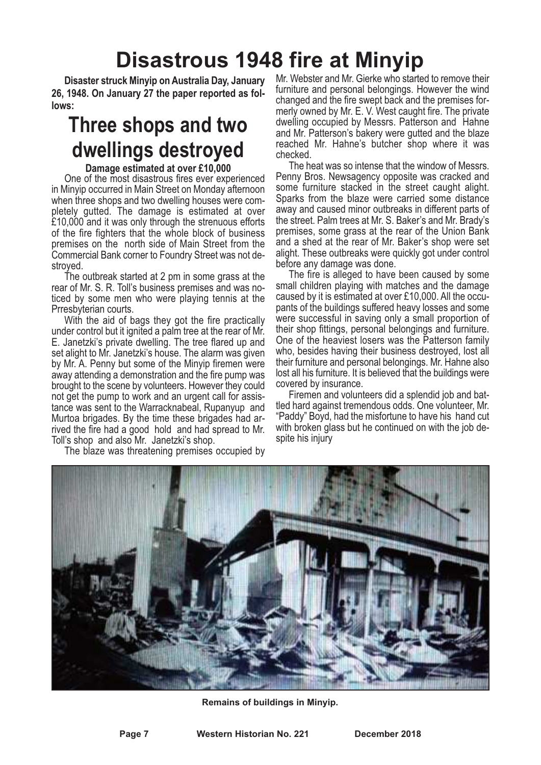# Disastrous 1948 fire at Minyip

**Disaster struck Minyip on Australia Day, January 26, 1948. On January 27 the paper reported as follows:**

## Three shops and two dwellings destroyed

### Damage estimated at over £10,000

One of the most disastrous fires ever experienced in Minyip occurred in Main Street on Monday afternoon when three shops and two dwelling houses were completely gutted. The damage is estimated at over £10,000 and it was only through the strenuous efforts of the fire fighters that the whole block of business premises on the north side of Main Street from the Commercial Bank corner to Foundry Street was not destroyed.

The outbreak started at 2 pm in some grass at the rear of Mr. S. R. Toll's business premises and was noticed by some men who were playing tennis at the Prresbyterian courts.

With the aid of bags they got the fire practically under control but it ignited a palm tree at the rear of Mr. E. Janetzki's private dwelling. The tree flared up and set alight to Mr. Janetzki's house. The alarm was given by Mr. A. Penny but some of the Minyip firemen were away attending a demonstration and the fire pump was brought to the scene by volunteers. However they could not get the pump to work and an urgent call for assistance was sent to the Warracknabeal, Rupanyup and Murtoa brigades. By the time these brigades had arrived the fire had a good hold and had spread to Mr. Toll's shop and also Mr. Janetzki's shop.

The blaze was threatening premises occupied by Mr. Webster and Mr. Gierke who started to remove their furniture and personal belongings. However the wind changed and the fire swept back and the premises formerly owned by Mr. E. V. West caught fire. The private dwelling occupied by Messrs. Patterson and Hahne and Mr. Patterson's bakery were gutted and the blaze reached Mr. Hahne's butcher shop where it was checked.

The heat was so intense that the window of Messrs. Penny Bros. Newsagency opposite was cracked and some furniture stacked in the street caught alight. Sparks from the blaze were carried some distance away and caused minor outbreaks in different parts of the street. Palm trees at Mr. S. Baker's and Mr. Brady's premises, some grass at the rear of the Union Bank and a shed at the rear of Mr. Baker's shop were set alight. These outbreaks were quickly got under control before any damage was done.

The fire is alleged to have been caused by some small children playing with matches and the damage caused by it is estimated at over £10,000. All the occupants of the buildings suffered heavy losses and some were successful in saving only a small proportion of their shop fittings, personal belongings and furniture. One of the heaviest losers was the Patterson family who, besides having their business destroyed, lost all their furniture and personal belongings. Mr. Hahne also lost all his furniture. It is believed that the buildings were covered by insurance.

Firemen and volunteers did a splendid job and battled hard against tremendous odds. One volunteer, Mr. "Paddy" Boyd, had the misfortune to have his hand cut with broken glass but he continued on with the job despite his injury

**Remains of buildings in Minyip.**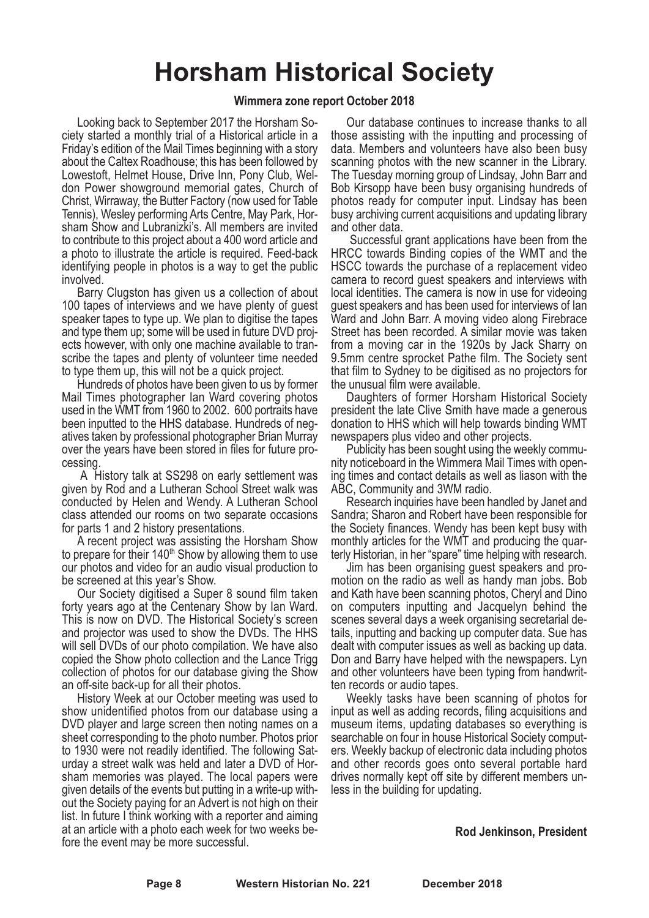# Horsham Historical Society

**Wimmera zone report October 2018**

Looking back to September 2017 the Horsham Society started a monthly trial of a Historical article in a Friday's edition of the Mail Times beginning with a story about the Caltex Roadhouse; this has been followed by Lowestoft, Helmet House, Drive Inn, Pony Club, Weldon Power showground memorial gates, Church of Christ, Wirraway, the Butter Factory (now used for Table Tennis), Wesley performing Arts Centre, May Park, Horsham Show and Lubranizki's. All members are invited to contribute to this project about a 400 word article and a photo to illustrate the article is required. Feed-back identifying people in photos is a way to get the public involved.

Barry Clugston has given us a collection of about 100 tapes of interviews and we have plenty of guest speaker tapes to type up. We plan to digitise the tapes and type them up; some will be used in future DVD projects however, with only one machine available to transcribe the tapes and plenty of volunteer time needed to type them up, this will not be a quick project.

Hundreds of photos have been given to us by former Mail Times photographer Ian Ward covering photos used in the WMT from 1960 to 2002. 600 portraits have been inputted to the HHS database. Hundreds of negatives taken by professional photographer Brian Murray over the years have been stored in files for future processing.

A History talk at SS298 on early settlement was given by Rod and a Lutheran School Street walk was conducted by Helen and Wendy. A Lutheran School class attended our rooms on two separate occasions for parts 1 and 2 history presentations.

A recent project was assisting the Horsham Show to prepare for their 140th Show by allowing them to use our photos and video for an audio visual production to be screened at this year's Show.

Our Society digitised a Super 8 sound film taken forty years ago at the Centenary Show by Ian Ward. This is now on DVD. The Historical Society's screen and projector was used to show the DVDs. The HHS will sell DVDs of our photo compilation. We have also copied the Show photo collection and the Lance Trigg collection of photos for our database giving the Show an off-site back-up for all their photos.

History Week at our October meeting was used to show unidentified photos from our database using a DVD player and large screen then noting names on a sheet corresponding to the photo number. Photos prior to 1930 were not readily identified. The following Saturday a street walk was held and later a DVD of Horsham memories was played. The local papers were given details of the events but putting in a write-up without the Society paying for an Advert is not high on their list. In future I think working with a reporter and aiming at an article with a photo each week for two weeks before the event may be more successful.

Our database continues to increase thanks to all those assisting with the inputting and processing of data. Members and volunteers have also been busy scanning photos with the new scanner in the Library. The Tuesday morning group of Lindsay, John Barr and Bob Kirsopp have been busy organising hundreds of photos ready for computer input. Lindsay has been busy archiving current acquisitions and updating library and other data.

Successful grant applications have been from the HRCC towards Binding copies of the WMT and the HSCC towards the purchase of a replacement video camera to record guest speakers and interviews with local identities. The camera is now in use for videoing guest speakers and has been used for interviews of Ian Ward and John Barr. A moving video along Firebrace Street has been recorded. A similar movie was taken from a moving car in the 1920s by Jack Sharry on 9.5mm centre sprocket Pathe film. The Society sent that film to Sydney to be digitised as no projectors for the unusual film were available.

Daughters of former Horsham Historical Society president the late Clive Smith have made a generous donation to HHS which will help towards binding WMT newspapers plus video and other projects.

Publicity has been sought using the weekly community noticeboard in the Wimmera Mail Times with opening times and contact details as well as liason with the ABC, Community and 3WM radio.

Research inquiries have been handled by Janet and Sandra; Sharon and Robert have been responsible for the Society finances. Wendy has been kept busy with monthly articles for the WMT and producing the quarterly Historian, in her "spare" time helping with research.

Jim has been organising guest speakers and promotion on the radio as well as handy man jobs. Bob and Kath have been scanning photos, Cheryl and Dino on computers inputting and Jacquelyn behind the scenes several days a week organising secretarial details, inputting and backing up computer data. Sue has dealt with computer issues as well as backing up data. Don and Barry have helped with the newspapers. Lyn and other volunteers have been typing from handwritten records or audio tapes.

Weekly tasks have been scanning of photos for input as well as adding records, filing acquisitions and museum items, updating databases so everything is searchable on four in house Historical Society computers. Weekly backup of electronic data including photos and other records goes onto several portable hard drives normally kept off site by different members unless in the building for updating.

**Rod Jenkinson, President**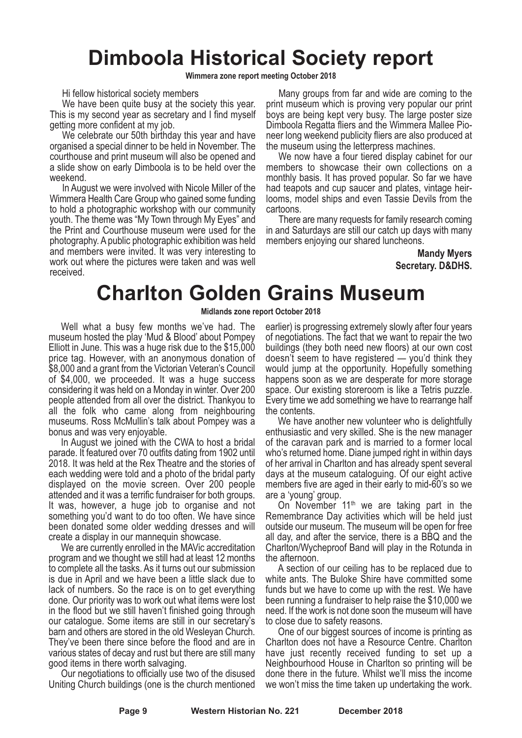# Dimboola Historical Society report

**Wimmera zone report meeting October 2018**

Hi fellow historical society members

We have been quite busy at the society this year. This is my second year as secretary and I find myself getting more confident at my job.

We celebrate our 50th birthday this year and have organised a special dinner to be held in November. The courthouse and print museum will also be opened and a slide show on early Dimboola is to be held over the weekend.

In August we were involved with Nicole Miller of the Wimmera Health Care Group who gained some funding to hold a photographic workshop with our community youth. The theme was "My Town through My Eyes" and the Print and Courthouse museum were used for the photography. A public photographic exhibition was held and members were invited. It was very interesting to work out where the pictures were taken and was well received.

Many groups from far and wide are coming to the print museum which is proving very popular our print boys are being kept very busy. The large poster size Dimboola Regatta fliers and the Wimmera Mallee Pioneer long weekend publicity fliers are also produced at the museum using the letterpress machines.

We now have a four tiered display cabinet for our members to showcase their own collections on a monthly basis. It has proved popular. So far we have had teapots and cup saucer and plates, vintage heirlooms, model ships and even Tassie Devils from the cartoons.

There are many requests for family research coming in and Saturdays are still our catch up days with many members enjoying our shared luncheons.

**Mandy Myers**
**Secretary. D&DHS.**

# Charlton Golden Grains Museum

**Midlands zone report October 2018**

Well what a busy few months we've had. The museum hosted the play 'Mud & Blood' about Pompey Elliott in June. This was a huge risk due to the $15,000 price tag. However, with an anonymous donation of $8,000 and a grant from the Victorian Veteran's Council of $4,000, we proceeded. It was a huge success considering it was held on a Monday in winter. Over 200 people attended from all over the district. Thankyou to all the folk who came along from neighbouring museums. Ross McMullin's talk about Pompey was a bonus and was very enjoyable.

In August we joined with the CWA to host a bridal parade. It featured over 70 outfits dating from 1902 until 2018. It was held at the Rex Theatre and the stories of each wedding were told and a photo of the bridal party displayed on the movie screen. Over 200 people attended and it was a terrific fundraiser for both groups. It was, however, a huge job to organise and not something you'd want to do too often. We have since been donated some older wedding dresses and will create a display in our mannequin showcase.

We are currently enrolled in the MAVic accreditation program and we thought we still had at least 12 months to complete all the tasks. As it turns out our submission is due in April and we have been a little slack due to lack of numbers. So the race is on to get everything done. Our priority was to work out what items were lost in the flood but we still haven't finished going through our catalogue. Some items are still in our secretary's barn and others are stored in the old Wesleyan Church. They've been there since before the flood and are in various states of decay and rust but there are still many good items in there worth salvaging.

Our negotiations to officially use two of the disused Uniting Church buildings (one is the church mentioned earlier) is progressing extremely slowly after four years of negotiations. The fact that we want to repair the two buildings (they both need new floors) at our own cost doesn't seem to have registered — you'd think they would jump at the opportunity. Hopefully something happens soon as we are desperate for more storage space. Our existing storeroom is like a Tetris puzzle. Every time we add something we have to rearrange half the contents.

We have another new volunteer who is delightfully enthusiastic and very skilled. She is the new manager of the caravan park and is married to a former local who's returned home. Diane jumped right in within days of her arrival in Charlton and has already spent several days at the museum cataloguing. Of our eight active members five are aged in their early to mid-60's so we are a 'young' group.

On November 11th we are taking part in the Remembrance Day activities which will be held just outside our museum. The museum will be open for free all day, and after the service, there is a BBQ and the Charlton/Wycheproof Band will play in the Rotunda in the afternoon.

A section of our ceiling has to be replaced due to white ants. The Buloke Shire have committed some funds but we have to come up with the rest. We have been running a fundraiser to help raise the $10,000 we need. If the work is not done soon the museum will have to close due to safety reasons.

One of our biggest sources of income is printing as Charlton does not have a Resource Centre. Charlton have just recently received funding to set up a Neighbourhood House in Charlton so printing will be done there in the future. Whilst we'll miss the income we won't miss the time taken up undertaking the work.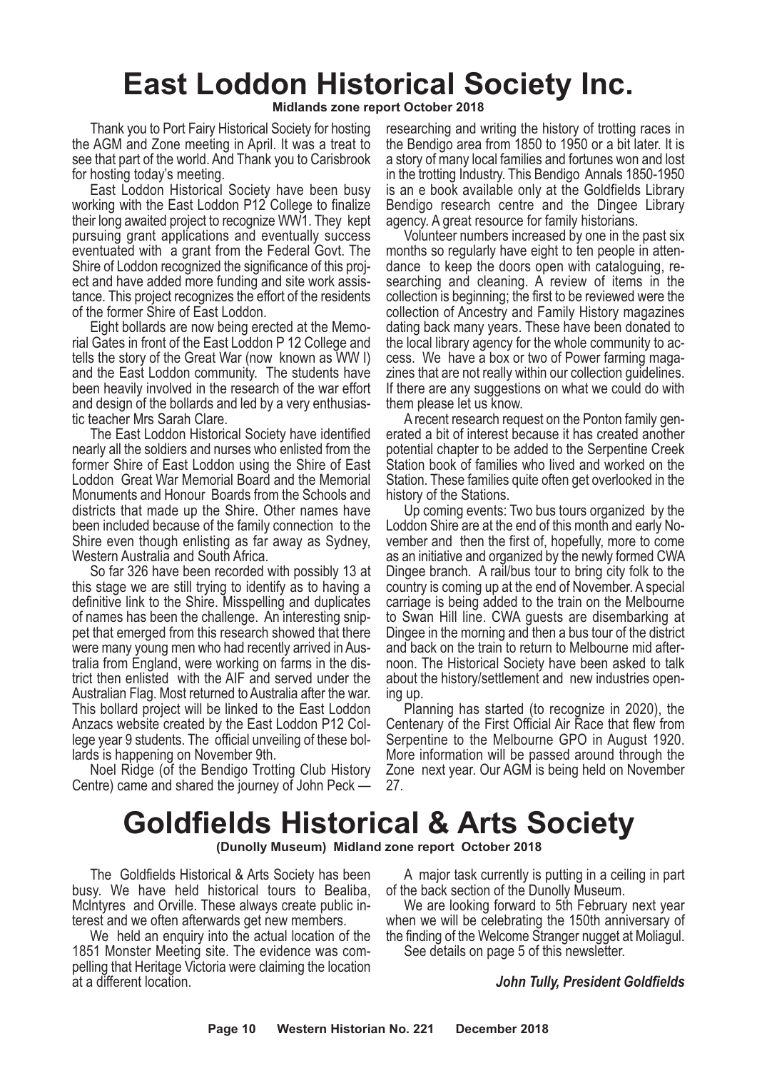# East Loddon Historical Society Inc.

**Midlands zone report October 2018**

Thank you to Port Fairy Historical Society for hosting the AGM and Zone meeting in April. It was a treat to see that part of the world. And Thank you to Carisbrook for hosting today's meeting.

East Loddon Historical Society have been busy working with the East Loddon P12 College to finalize their long awaited project to recognize WW1. They kept pursuing grant applications and eventually success eventuated with a grant from the Federal Govt. The Shire of Loddon recognized the significance of this project and have added more funding and site work assistance. This project recognizes the effort of the residents of the former Shire of East Loddon.

Eight bollards are now being erected at the Memorial Gates in front of the East Loddon P 12 College and tells the story of the Great War (now known as WW I) and the East Loddon community. The students have been heavily involved in the research of the war effort and design of the bollards and led by a very enthusiastic teacher Mrs Sarah Clare.

The East Loddon Historical Society have identified nearly all the soldiers and nurses who enlisted from the former Shire of East Loddon using the Shire of East Loddon Great War Memorial Board and the Memorial Monuments and Honour Boards from the Schools and districts that made up the Shire. Other names have been included because of the family connection to the Shire even though enlisting as far away as Sydney, Western Australia and South Africa.

So far 326 have been recorded with possibly 13 at this stage we are still trying to identify as to having a definitive link to the Shire. Misspelling and duplicates of names has been the challenge. An interesting snippet that emerged from this research showed that there were many young men who had recently arrived in Australia from England, were working on farms in the district then enlisted with the AIF and served under the Australian Flag. Most returned to Australia after the war. This bollard project will be linked to the East Loddon Anzacs website created by the East Loddon P12 College year 9 students. The official unveiling of these bollards is happening on November 9th.

Noel Ridge (of the Bendigo Trotting Club History Centre) came and shared the journey of John Peck — researching and writing the history of trotting races in the Bendigo area from 1850 to 1950 or a bit later. It is a story of many local families and fortunes won and lost in the trotting Industry. This Bendigo Annals 1850-1950 is an e book available only at the Goldfields Library Bendigo research centre and the Dingee Library agency. A great resource for family historians.

Volunteer numbers increased by one in the past six months so regularly have eight to ten people in attendance to keep the doors open with cataloguing, researching and cleaning. A review of items in the collection is beginning; the first to be reviewed were the collection of Ancestry and Family History magazines dating back many years. These have been donated to the local library agency for the whole community to access. We have a box or two of Power farming magazines that are not really within our collection guidelines. If there are any suggestions on what we could do with them please let us know.

A recent research request on the Ponton family generated a bit of interest because it has created another potential chapter to be added to the Serpentine Creek Station book of families who lived and worked on the Station. These families quite often get overlooked in the history of the Stations.

Up coming events: Two bus tours organized by the Loddon Shire are at the end of this month and early November and then the first of, hopefully, more to come as an initiative and organized by the newly formed CWA Dingee branch. A rail/bus tour to bring city folk to the country is coming up at the end of November. A special carriage is being added to the train on the Melbourne to Swan Hill line. CWA guests are disembarking at Dingee in the morning and then a bus tour of the district and back on the train to return to Melbourne mid afternoon. The Historical Society have been asked to talk about the history/settlement and new industries opening up.

Planning has started (to recognize in 2020), the Centenary of the First Official Air Race that flew from Serpentine to the Melbourne GPO in August 1920. More information will be passed around through the Zone next year. Our AGM is being held on November 27.

# Goldfields Historical & Arts Society

**(Dunolly Museum) Midland zone report October 2018**

The Goldfields Historical & Arts Society has been busy. We have held historical tours to Bealiba, McIntyres and Orville. These always create public interest and we often afterwards get new members.

We held an enquiry into the actual location of the 1851 Monster Meeting site. The evidence was compelling that Heritage Victoria were claiming the location at a different location.

A major task currently is putting in a ceiling in part of the back section of the Dunolly Museum.

We are looking forward to 5th February next year when we will be celebrating the 150th anniversary of the finding of the Welcome Stranger nugget at Moliagul.

See details on page 5 of this newsletter.

***John Tully, President Goldfields***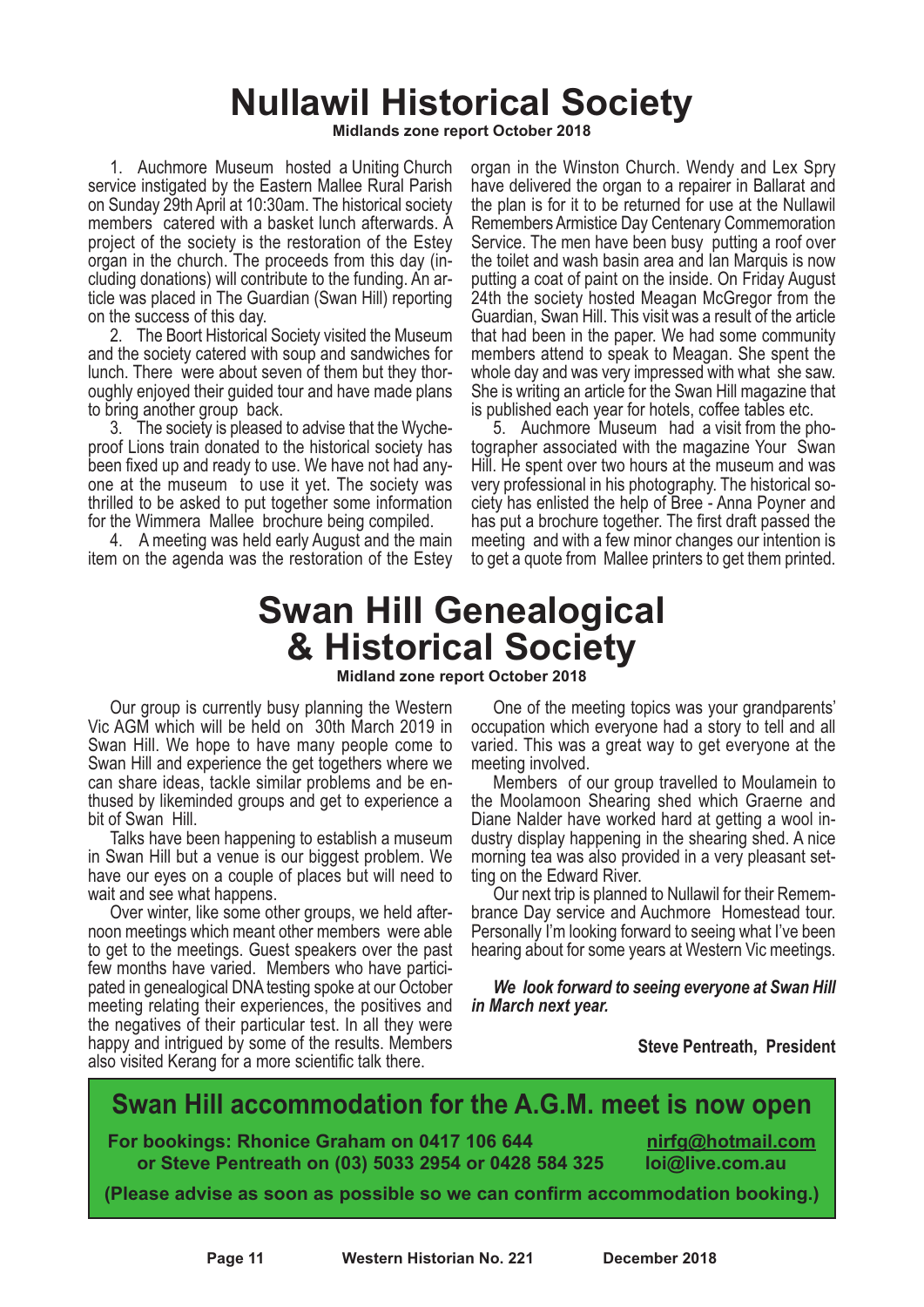# Nullawil Historical Society

**Midlands zone report October 2018**

1. Auchmore Museum hosted a Uniting Church service instigated by the Eastern Mallee Rural Parish on Sunday 29th April at 10:30am. The historical society members catered with a basket lunch afterwards. A project of the society is the restoration of the Estey organ in the church. The proceeds from this day (including donations) will contribute to the funding. An article was placed in The Guardian (Swan Hill) reporting on the success of this day.

2. The Boort Historical Society visited the Museum and the society catered with soup and sandwiches for lunch. There were about seven of them but they thoroughly enjoyed their guided tour and have made plans to bring another group back.

3. The society is pleased to advise that the Wycheproof Lions train donated to the historical society has been fixed up and ready to use. We have not had anyone at the museum to use it yet. The society was thrilled to be asked to put together some information for the Wimmera Mallee brochure being compiled.

4. A meeting was held early August and the main item on the agenda was the restoration of the Estey organ in the Winston Church. Wendy and Lex Spry have delivered the organ to a repairer in Ballarat and the plan is for it to be returned for use at the Nullawil Remembers Armistice Day Centenary Commemoration Service. The men have been busy putting a roof over the toilet and wash basin area and Ian Marquis is now putting a coat of paint on the inside. On Friday August 24th the society hosted Meagan McGregor from the Guardian, Swan Hill. This visit was a result of the article that had been in the paper. We had some community members attend to speak to Meagan. She spent the whole day and was very impressed with what she saw. She is writing an article for the Swan Hill magazine that is published each year for hotels, coffee tables etc.

5. Auchmore Museum had a visit from the photographer associated with the magazine Your Swan Hill. He spent over two hours at the museum and was very professional in his photography. The historical society has enlisted the help of Bree - Anna Poyner and has put a brochure together. The first draft passed the meeting and with a few minor changes our intention is to get a quote from Mallee printers to get them printed.

# Swan Hill Genealogical & Historical Society

**Midland zone report October 2018**

Our group is currently busy planning the Western Vic AGM which will be held on 30th March 2019 in Swan Hill. We hope to have many people come to Swan Hill and experience the get togethers where we can share ideas, tackle similar problems and be enthused by likeminded groups and get to experience a bit of Swan Hill.

Talks have been happening to establish a museum in Swan Hill but a venue is our biggest problem. We have our eyes on a couple of places but will need to wait and see what happens.

Over winter, like some other groups, we held afternoon meetings which meant other members were able to get to the meetings. Guest speakers over the past few months have varied. Members who have participated in genealogical DNA testing spoke at our October meeting relating their experiences, the positives and the negatives of their particular test. In all they were happy and intrigued by some of the results. Members also visited Kerang for a more scientific talk there.

One of the meeting topics was your grandparents' occupation which everyone had a story to tell and all varied. This was a great way to get everyone at the meeting involved.

Members of our group travelled to Moulamein to the Moolamoon Shearing shed which Graerne and Diane Nalder have worked hard at getting a wool industry display happening in the shearing shed. A nice morning tea was also provided in a very pleasant setting on the Edward River.

Our next trip is planned to Nullawil for their Remembrance Day service and Auchmore Homestead tour. Personally I'm looking forward to seeing what I've been hearing about for some years at Western Vic meetings.

***We look forward to seeing everyone at Swan Hill in March next year.***

**Steve Pentreath, President**

## Swan Hill accommodation for the A.G.M. meet is now open

**For bookings: Rhonice Graham on 0417 106 644 nirfg@hotmail.com**
**or Steve Pentreath on (03) 5033 2954 or 0428 584 325 loi@live.com.au**

**(Please advise as soon as possible so we can confirm accommodation booking.)**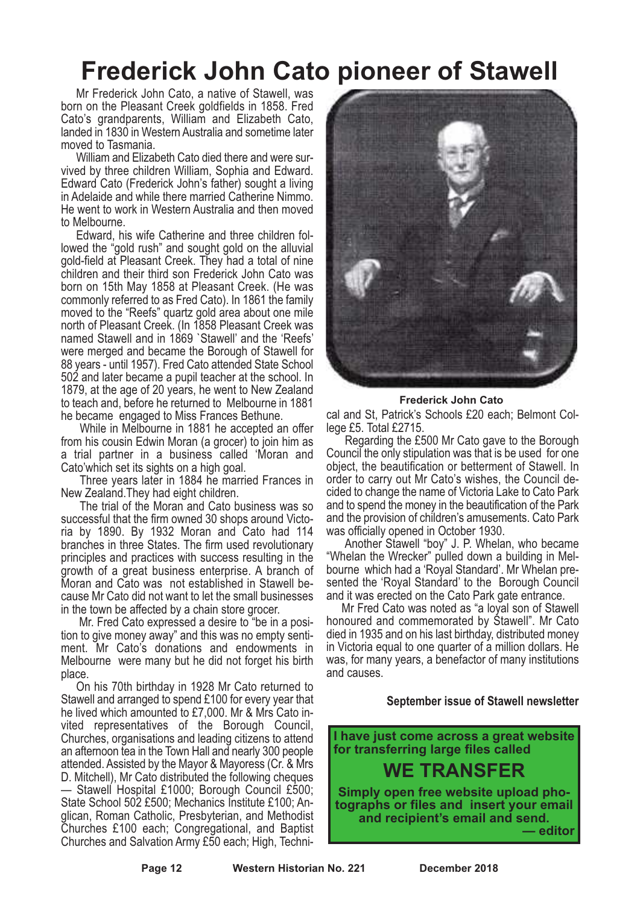# Frederick John Cato pioneer of Stawell

Mr Frederick John Cato, a native of Stawell, was born on the Pleasant Creek goldfields in 1858. Fred Cato's grandparents, William and Elizabeth Cato, landed in 1830 in Western Australia and sometime later moved to Tasmania.

William and Elizabeth Cato died there and were survived by three children William, Sophia and Edward. Edward Cato (Frederick John's father) sought a living in Adelaide and while there married Catherine Nimmo. He went to work in Western Australia and then moved to Melbourne.

Edward, his wife Catherine and three children followed the "gold rush" and sought gold on the alluvial gold-field at Pleasant Creek. They had a total of nine children and their third son Frederick John Cato was born on 15th May 1858 at Pleasant Creek. (He was commonly referred to as Fred Cato). In 1861 the family moved to the "Reefs" quartz gold area about one mile north of Pleasant Creek. (In 1858 Pleasant Creek was named Stawell and in 1869 `Stawell' and the 'Reefs' were merged and became the Borough of Stawell for 88 years - until 1957). Fred Cato attended State School 502 and later became a pupil teacher at the school. In 1879, at the age of 20 years, he went to New Zealand to teach and, before he returned to Melbourne in 1881 he became engaged to Miss Frances Bethune.

While in Melbourne in 1881 he accepted an offer from his cousin Edwin Moran (a grocer) to join him as a trial partner in a business called 'Moran and Cato'which set its sights on a high goal.

Three years later in 1884 he married Frances in New Zealand.They had eight children.

The trial of the Moran and Cato business was so successful that the firm owned 30 shops around Victoria by 1890. By 1932 Moran and Cato had 114 branches in three States. The firm used revolutionary principles and practices with success resulting in the growth of a great business enterprise. A branch of Moran and Cato was not established in Stawell because Mr Cato did not want to let the small businesses in the town be affected by a chain store grocer.

Mr. Fred Cato expressed a desire to "be in a position to give money away" and this was no empty sentiment. Mr Cato's donations and endowments in Melbourne were many but he did not forget his birth place.

On his 70th birthday in 1928 Mr Cato returned to Stawell and arranged to spend £100 for every year that he lived which amounted to £7,000. Mr & Mrs Cato invited representatives of the Borough Council, Churches, organisations and leading citizens to attend an afternoon tea in the Town Hall and nearly 300 people attended. Assisted by the Mayor & Mayoress (Cr. & Mrs D. Mitchell), Mr Cato distributed the following cheques — Stawell Hospital £1000; Borough Council £500; State School 502 £500; Mechanics Institute £100; Anglican, Roman Catholic, Presbyterian, and Methodist Churches £100 each; Congregational, and Baptist Churches and Salvation Army £50 each; High, Technical and St, Patrick's Schools £20 each; Belmont College £5. Total £2715.

**Frederick John Cato**

Regarding the £500 Mr Cato gave to the Borough Council the only stipulation was that is be used for one object, the beautification or betterment of Stawell. In order to carry out Mr Cato's wishes, the Council decided to change the name of Victoria Lake to Cato Park and to spend the money in the beautification of the Park and the provision of children's amusements. Cato Park was officially opened in October 1930.

Another Stawell "boy" J. P. Whelan, who became "Whelan the Wrecker" pulled down a building in Melbourne which had a 'Royal Standard'. Mr Whelan presented the 'Royal Standard' to the Borough Council and it was erected on the Cato Park gate entrance.

Mr Fred Cato was noted as "a loyal son of Stawell honoured and commemorated by Stawell". Mr Cato died in 1935 and on his last birthday, distributed money in Victoria equal to one quarter of a million dollars. He was, for many years, a benefactor of many institutions and causes.

**September issue of Stawell newsletter**

**I have just come across a great website for transferring large files called**

## WE TRANSFER

**Simply open free website upload photographs or files and insert your email and recipient's email and send.**
**— editor**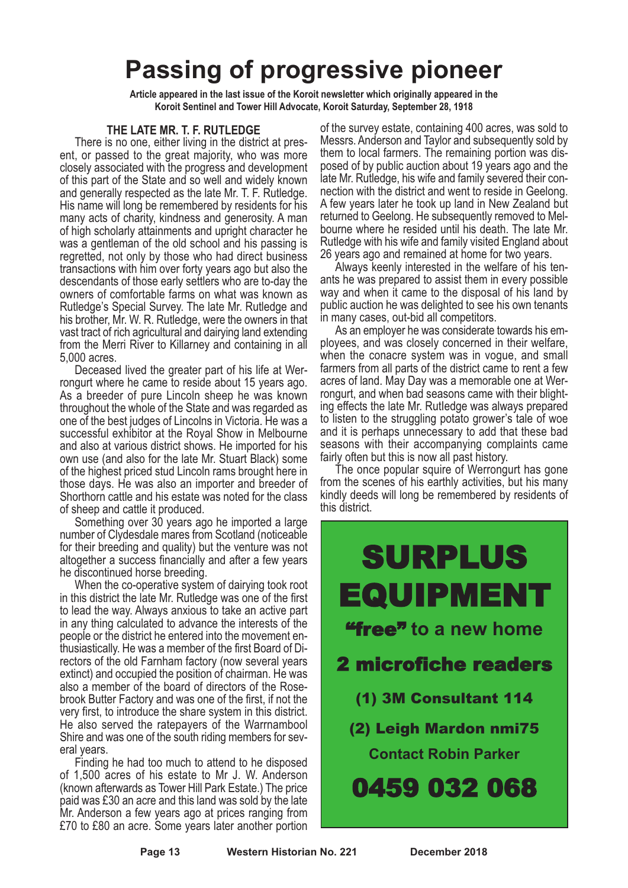# Passing of progressive pioneer

**Article appeared in the last issue of the Koroit newsletter which originally appeared in the Koroit Sentinel and Tower Hill Advocate, Koroit Saturday, September 28, 1918**

### THE LATE MR. T. F. RUTLEDGE

There is no one, either living in the district at present, or passed to the great majority, who was more closely associated with the progress and development of this part of the State and so well and widely known and generally respected as the late Mr. T. F. Rutledge. His name will long be remembered by residents for his many acts of charity, kindness and generosity. A man of high scholarly attainments and upright character he was a gentleman of the old school and his passing is regretted, not only by those who had direct business transactions with him over forty years ago but also the descendants of those early settlers who are to-day the owners of comfortable farms on what was known as Rutledge's Special Survey. The late Mr. Rutledge and his brother, Mr. W. R. Rutledge, were the owners in that vast tract of rich agricultural and dairying land extending from the Merri River to Killarney and containing in all 5,000 acres.

Deceased lived the greater part of his life at Werrongurt where he came to reside about 15 years ago. As a breeder of pure Lincoln sheep he was known throughout the whole of the State and was regarded as one of the best judges of Lincolns in Victoria. He was a successful exhibitor at the Royal Show in Melbourne and also at various district shows. He imported for his own use (and also for the late Mr. Stuart Black) some of the highest priced stud Lincoln rams brought here in those days. He was also an importer and breeder of Shorthorn cattle and his estate was noted for the class of sheep and cattle it produced.

Something over 30 years ago he imported a large number of Clydesdale mares from Scotland (noticeable for their breeding and quality) but the venture was not altogether a success financially and after a few years he discontinued horse breeding.

When the co-operative system of dairying took root in this district the late Mr. Rutledge was one of the first to lead the way. Always anxious to take an active part in any thing calculated to advance the interests of the people or the district he entered into the movement enthusiastically. He was a member of the first Board of Directors of the old Farnham factory (now several years extinct) and occupied the position of chairman. He was also a member of the board of directors of the Rosebrook Butter Factory and was one of the first, if not the very first, to introduce the share system in this district. He also served the ratepayers of the Warrnambool Shire and was one of the south riding members for several years.

Finding he had too much to attend to he disposed of 1,500 acres of his estate to Mr J. W. Anderson (known afterwards as Tower Hill Park Estate.) The price paid was £30 an acre and this land was sold by the late Mr. Anderson a few years ago at prices ranging from £70 to £80 an acre. Some years later another portion of the survey estate, containing 400 acres, was sold to Messrs. Anderson and Taylor and subsequently sold by them to local farmers. The remaining portion was disposed of by public auction about 19 years ago and the late Mr. Rutledge, his wife and family severed their connection with the district and went to reside in Geelong. A few years later he took up land in New Zealand but returned to Geelong. He subsequently removed to Melbourne where he resided until his death. The late Mr. Rutledge with his wife and family visited England about 26 years ago and remained at home for two years.

Always keenly interested in the welfare of his tenants he was prepared to assist them in every possible way and when it came to the disposal of his land by public auction he was delighted to see his own tenants in many cases, out-bid all competitors.

As an employer he was considerate towards his employees, and was closely concerned in their welfare, when the conacre system was in vogue, and small farmers from all parts of the district came to rent a few acres of land. May Day was a memorable one at Werrongurt, and when bad seasons came with their blighting effects the late Mr. Rutledge was always prepared to listen to the struggling potato grower's tale of woe and it is perhaps unnecessary to add that these bad seasons with their accompanying complaints came fairly often but this is now all past history.

The once popular squire of Werrongurt has gone from the scenes of his earthly activities, but his many kindly deeds will long be remembered by residents of this district.

---

**SURPLUS EQUIPMENT**

**"free" to a new home**

**2 microfiche readers**

**(1) 3M Consultant 114**

**(2) Leigh Mardon nmi75**

**Contact Robin Parker**

**0459 032 068**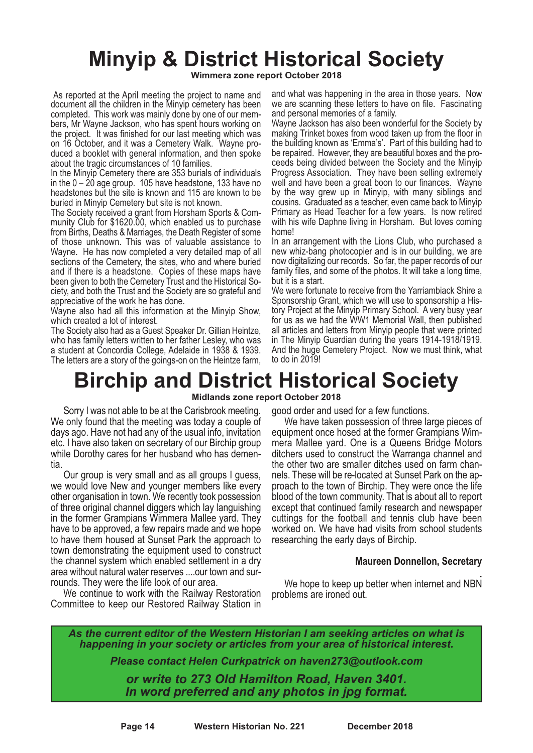# Minyip & District Historical Society

**Wimmera zone report October 2018**

As reported at the April meeting the project to name and document all the children in the Minyip cemetery has been completed. This work was mainly done by one of our members, Mr Wayne Jackson, who has spent hours working on the project. It was finished for our last meeting which was on 16 October, and it was a Cemetery Walk. Wayne produced a booklet with general information, and then spoke about the tragic circumstances of 10 families.

In the Minyip Cemetery there are 353 burials of individuals in the 0 – 20 age group. 105 have headstone, 133 have no headstones but the site is known and 115 are known to be buried in Minyip Cemetery but site is not known.

The Society received a grant from Horsham Sports & Community Club for $1620.00, which enabled us to purchase from Births, Deaths & Marriages, the Death Register of some of those unknown. This was of valuable assistance to Wayne. He has now completed a very detailed map of all sections of the Cemetery, the sites, who and where buried and if there is a headstone. Copies of these maps have been given to both the Cemetery Trust and the Historical Society, and both the Trust and the Society are so grateful and appreciative of the work he has done.

Wayne also had all this information at the Minyip Show, which created a lot of interest.

The Society also had as a Guest Speaker Dr. Gillian Heintze, who has family letters written to her father Lesley, who was a student at Concordia College, Adelaide in 1938 & 1939. The letters are a story of the goings-on on the Heintze farm, and what was happening in the area in those years. Now we are scanning these letters to have on file. Fascinating and personal memories of a family.

Wayne Jackson has also been wonderful for the Society by making Trinket boxes from wood taken up from the floor in the building known as 'Emma's'. Part of this building had to be repaired. However, they are beautiful boxes and the proceeds being divided between the Society and the Minyip Progress Association. They have been selling extremely well and have been a great boon to our finances. Wayne by the way grew up in Minyip, with many siblings and cousins. Graduated as a teacher, even came back to Minyip Primary as Head Teacher for a few years. Is now retired with his wife Daphne living in Horsham. But loves coming home!

In an arrangement with the Lions Club, who purchased a new whiz-bang photocopier and is in our building, we are now digitalizing our records. So far, the paper records of our family files, and some of the photos. It will take a long time, but it is a start.

We were fortunate to receive from the Yarriambiack Shire a Sponsorship Grant, which we will use to sponsorship a History Project at the Minyip Primary School. A very busy year for us as we had the WW1 Memorial Wall, then published all articles and letters from Minyip people that were printed in The Minyip Guardian during the years 1914-1918/1919. And the huge Cemetery Project. Now we must think, what to do in 2019!

# Birchip and District Historical Society

**Midlands zone report October 2018**

Sorry I was not able to be at the Carisbrook meeting. We only found that the meeting was today a couple of days ago. Have not had any of the usual info, invitation etc. I have also taken on secretary of our Birchip group while Dorothy cares for her husband who has dementia.

Our group is very small and as all groups I guess, we would love New and younger members like every other organisation in town. We recently took possession of three original channel diggers which lay languishing in the former Grampians Wimmera Mallee yard. They have to be approved, a few repairs made and we hope to have them housed at Sunset Park the approach to town demonstrating the equipment used to construct the channel system which enabled settlement in a dry area without natural water reserves ....our town and surrounds. They were the life look of our area.

We continue to work with the Railway Restoration Committee to keep our Restored Railway Station in good order and used for a few functions.

We have taken possession of three large pieces of equipment once hosed at the former Grampians Wimmera Mallee yard. One is a Queens Bridge Motors ditchers used to construct the Warranga channel and the other two are smaller ditches used on farm channels. These will be re-located at Sunset Park on the approach to the town of Birchip. They were once the life blood of the town community. That is about all to report except that continued family research and newspaper cuttings for the football and tennis club have been worked on. We have had visits from school students researching the early days of Birchip.

**Maureen Donnellon, Secretary**

We hope to keep up better when internet and NBN problems are ironed out.

***As the current editor of the Western Historian I am seeking articles on what is happening in your society or articles from your area of historical interest.***

***Please contact Helen Curkpatrick on haven273@outlook.com***

***or write to 273 Old Hamilton Road, Haven 3401. In word preferred and any photos in jpg format.***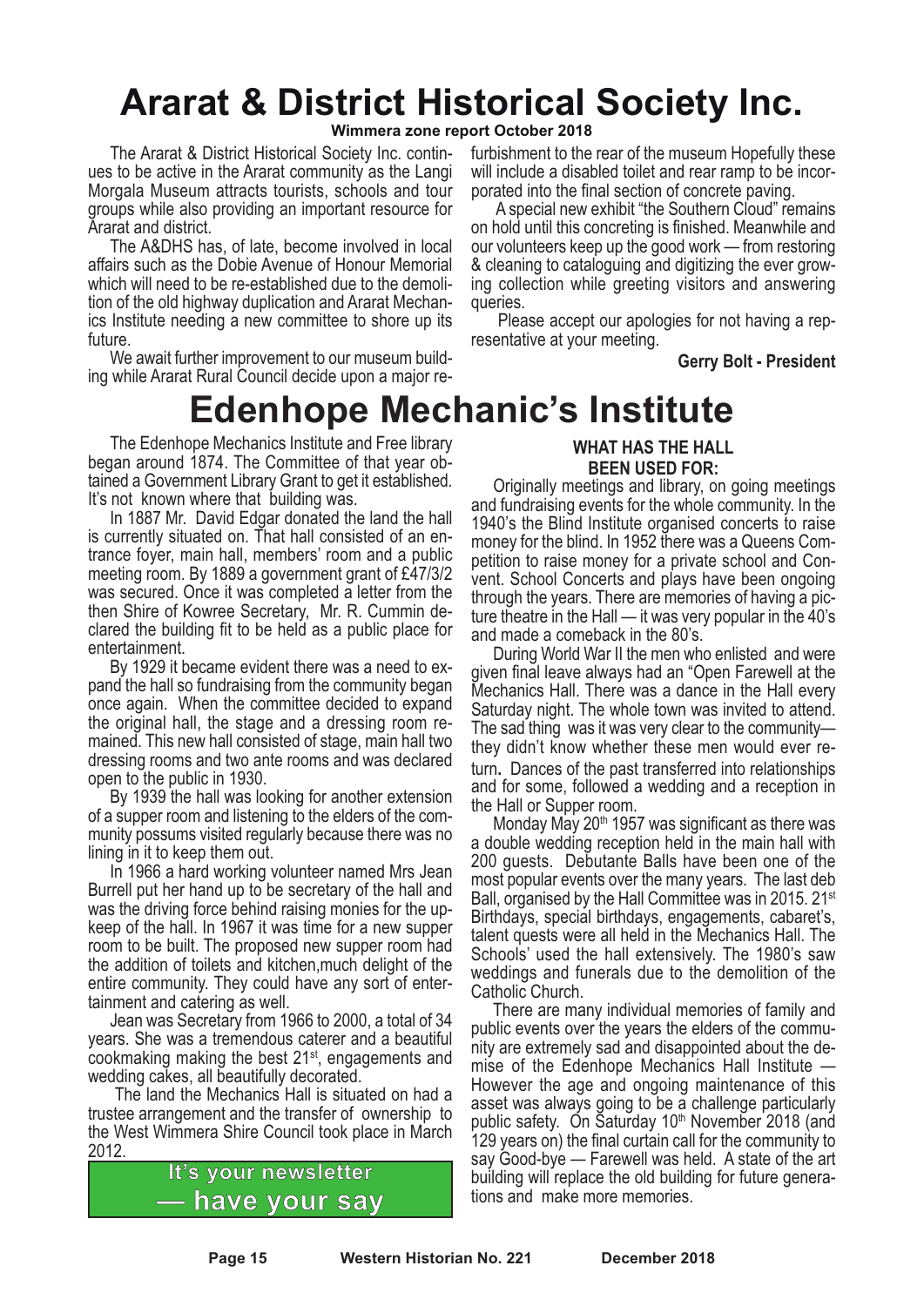# Ararat & District Historical Society Inc.

**Wimmera zone report October 2018**

The Ararat & District Historical Society Inc. continues to be active in the Ararat community as the Langi Morgala Museum attracts tourists, schools and tour groups while also providing an important resource for Ararat and district.

The A&DHS has, of late, become involved in local affairs such as the Dobie Avenue of Honour Memorial which will need to be re-established due to the demolition of the old highway duplication and Ararat Mechanics Institute needing a new committee to shore up its future.

We await further improvement to our museum building while Ararat Rural Council decide upon a major refurbishment to the rear of the museum Hopefully these will include a disabled toilet and rear ramp to be incorporated into the final section of concrete paving.

A special new exhibit "the Southern Cloud" remains on hold until this concreting is finished. Meanwhile and our volunteers keep up the good work — from restoring & cleaning to cataloguing and digitizing the ever growing collection while greeting visitors and answering queries.

Please accept our apologies for not having a representative at your meeting.

**Gerry Bolt - President**

# Edenhope Mechanic's Institute

The Edenhope Mechanics Institute and Free library began around 1874. The Committee of that year obtained a Government Library Grant to get it established. It's not known where that building was.

In 1887 Mr. David Edgar donated the land the hall is currently situated on. That hall consisted of an entrance foyer, main hall, members' room and a public meeting room. By 1889 a government grant of £47/3/2 was secured. Once it was completed a letter from the then Shire of Kowree Secretary, Mr. R. Cummin declared the building fit to be held as a public place for entertainment.

By 1929 it became evident there was a need to expand the hall so fundraising from the community began once again. When the committee decided to expand the original hall, the stage and a dressing room remained. This new hall consisted of stage, main hall two dressing rooms and two ante rooms and was declared open to the public in 1930.

By 1939 the hall was looking for another extension of a supper room and listening to the elders of the community possums visited regularly because there was no lining in it to keep them out.

In 1966 a hard working volunteer named Mrs Jean Burrell put her hand up to be secretary of the hall and was the driving force behind raising monies for the upkeep of the hall. In 1967 it was time for a new supper room to be built. The proposed new supper room had the addition of toilets and kitchen,much delight of the entire community. They could have any sort of entertainment and catering as well.

Jean was Secretary from 1966 to 2000, a total of 34 years. She was a tremendous caterer and a beautiful cookmaking making the best 21st, engagements and wedding cakes, all beautifully decorated.

The land the Mechanics Hall is situated on had a trustee arrangement and the transfer of ownership to the West Wimmera Shire Council took place in March 2012.

**It's your newsletter — have your say**

**WHAT HAS THE HALL BEEN USED FOR:**

Originally meetings and library, on going meetings and fundraising events for the whole community. In the 1940's the Blind Institute organised concerts to raise money for the blind. In 1952 there was a Queens Competition to raise money for a private school and Convent. School Concerts and plays have been ongoing through the years. There are memories of having a picture theatre in the Hall — it was very popular in the 40's and made a comeback in the 80's.

During World War II the men who enlisted and were given final leave always had an "Open Farewell at the Mechanics Hall. There was a dance in the Hall every Saturday night. The whole town was invited to attend. The sad thing was it was very clear to the community— they didn't know whether these men would ever return. Dances of the past transferred into relationships and for some, followed a wedding and a reception in the Hall or Supper room.

Monday May 20th 1957 was significant as there was a double wedding reception held in the main hall with 200 guests. Debutante Balls have been one of the most popular events over the many years. The last deb Ball, organised by the Hall Committee was in 2015. 21st Birthdays, special birthdays, engagements, cabaret's, talent quests were all held in the Mechanics Hall. The Schools' used the hall extensively. The 1980's saw weddings and funerals due to the demolition of the Catholic Church.

There are many individual memories of family and public events over the years the elders of the community are extremely sad and disappointed about the demise of the Edenhope Mechanics Hall Institute — However the age and ongoing maintenance of this asset was always going to be a challenge particularly public safety. On Saturday 10th November 2018 (and 129 years on) the final curtain call for the community to say Good-bye — Farewell was held. A state of the art building will replace the old building for future generations and make more memories.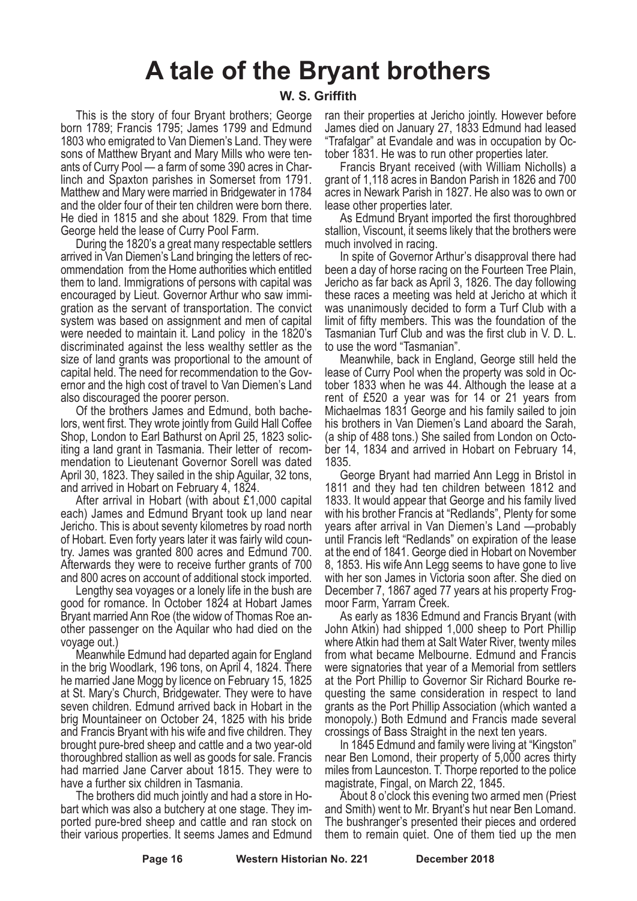# A tale of the Bryant brothers

**W. S. Griffith**

This is the story of four Bryant brothers; George born 1789; Francis 1795; James 1799 and Edmund 1803 who emigrated to Van Diemen's Land. They were sons of Matthew Bryant and Mary Mills who were tenants of Curry Pool — a farm of some 390 acres in Charlinch and Spaxton parishes in Somerset from 1791. Matthew and Mary were married in Bridgewater in 1784 and the older four of their ten children were born there. He died in 1815 and she about 1829. From that time George held the lease of Curry Pool Farm.

During the 1820's a great many respectable settlers arrived in Van Diemen's Land bringing the letters of recommendation from the Home authorities which entitled them to land. Immigrations of persons with capital was encouraged by Lieut. Governor Arthur who saw immigration as the servant of transportation. The convict system was based on assignment and men of capital were needed to maintain it. Land policy in the 1820's discriminated against the less wealthy settler as the size of land grants was proportional to the amount of capital held. The need for recommendation to the Governor and the high cost of travel to Van Diemen's Land also discouraged the poorer person.

Of the brothers James and Edmund, both bachelors, went first. They wrote jointly from Guild Hall Coffee Shop, London to Earl Bathurst on April 25, 1823 soliciting a land grant in Tasmania. Their letter of recommendation to Lieutenant Governor Sorell was dated April 30, 1823. They sailed in the ship Aguilar, 32 tons, and arrived in Hobart on February 4, 1824.

After arrival in Hobart (with about £1,000 capital each) James and Edmund Bryant took up land near Jericho. This is about seventy kilometres by road north of Hobart. Even forty years later it was fairly wild country. James was granted 800 acres and Edmund 700. Afterwards they were to receive further grants of 700 and 800 acres on account of additional stock imported.

Lengthy sea voyages or a lonely life in the bush are good for romance. In October 1824 at Hobart James Bryant married Ann Roe (the widow of Thomas Roe another passenger on the Aquilar who had died on the voyage out.)

Meanwhile Edmund had departed again for England in the brig Woodlark, 196 tons, on April 4, 1824. There he married Jane Mogg by licence on February 15, 1825 at St. Mary's Church, Bridgewater. They were to have seven children. Edmund arrived back in Hobart in the brig Mountaineer on October 24, 1825 with his bride and Francis Bryant with his wife and five children. They brought pure-bred sheep and cattle and a two year-old thoroughbred stallion as well as goods for sale. Francis had married Jane Carver about 1815. They were to have a further six children in Tasmania.

The brothers did much jointly and had a store in Hobart which was also a butchery at one stage. They imported pure-bred sheep and cattle and ran stock on their various properties. It seems James and Edmund ran their properties at Jericho jointly. However before James died on January 27, 1833 Edmund had leased "Trafalgar" at Evandale and was in occupation by October 1831. He was to run other properties later.

Francis Bryant received (with William Nicholls) a grant of 1,118 acres in Bandon Parish in 1826 and 700 acres in Newark Parish in 1827. He also was to own or lease other properties later.

As Edmund Bryant imported the first thoroughbred stallion, Viscount, it seems likely that the brothers were much involved in racing.

In spite of Governor Arthur's disapproval there had been a day of horse racing on the Fourteen Tree Plain, Jericho as far back as April 3, 1826. The day following these races a meeting was held at Jericho at which it was unanimously decided to form a Turf Club with a limit of fifty members. This was the foundation of the Tasmanian Turf Club and was the first club in V. D. L. to use the word "Tasmanian".

Meanwhile, back in England, George still held the lease of Curry Pool when the property was sold in October 1833 when he was 44. Although the lease at a rent of £520 a year was for 14 or 21 years from Michaelmas 1831 George and his family sailed to join his brothers in Van Diemen's Land aboard the Sarah, (a ship of 488 tons.) She sailed from London on October 14, 1834 and arrived in Hobart on February 14, 1835.

George Bryant had married Ann Legg in Bristol in 1811 and they had ten children between 1812 and 1833. It would appear that George and his family lived with his brother Francis at "Redlands", Plenty for some years after arrival in Van Diemen's Land —probably until Francis left "Redlands" on expiration of the lease at the end of 1841. George died in Hobart on November 8, 1853. His wife Ann Legg seems to have gone to live with her son James in Victoria soon after. She died on December 7, 1867 aged 77 years at his property Frogmoor Farm, Yarram Creek.

As early as 1836 Edmund and Francis Bryant (with John Atkin) had shipped 1,000 sheep to Port Phillip where Atkin had them at Salt Water River, twenty miles from what became Melbourne. Edmund and Francis were signatories that year of a Memorial from settlers at the Port Phillip to Governor Sir Richard Bourke requesting the same consideration in respect to land grants as the Port Phillip Association (which wanted a monopoly.) Both Edmund and Francis made several crossings of Bass Straight in the next ten years.

In 1845 Edmund and family were living at "Kingston" near Ben Lomond, their property of 5,000 acres thirty miles from Launceston. T. Thorpe reported to the police magistrate, Fingal, on March 22, 1845.

About 8 o'clock this evening two armed men (Priest and Smith) went to Mr. Bryant's hut near Ben Lomand. The bushranger's presented their pieces and ordered them to remain quiet. One of them tied up the men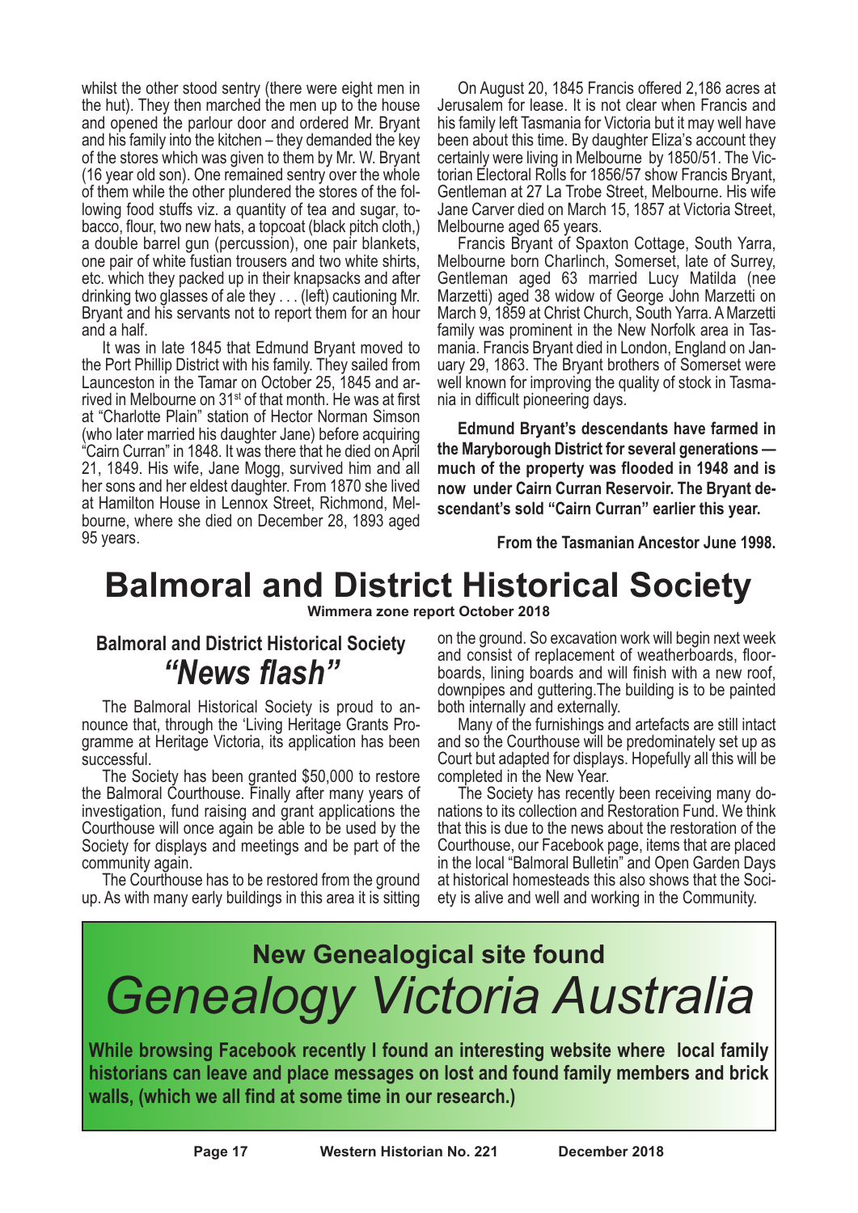whilst the other stood sentry (there were eight men in the hut). They then marched the men up to the house and opened the parlour door and ordered Mr. Bryant and his family into the kitchen – they demanded the key of the stores which was given to them by Mr. W. Bryant (16 year old son). One remained sentry over the whole of them while the other plundered the stores of the following food stuffs viz. a quantity of tea and sugar, tobacco, flour, two new hats, a topcoat (black pitch cloth,) a double barrel gun (percussion), one pair blankets, one pair of white fustian trousers and two white shirts, etc. which they packed up in their knapsacks and after drinking two glasses of ale they . . . (left) cautioning Mr. Bryant and his servants not to report them for an hour and a half.

It was in late 1845 that Edmund Bryant moved to the Port Phillip District with his family. They sailed from Launceston in the Tamar on October 25, 1845 and arrived in Melbourne on 31st of that month. He was at first at "Charlotte Plain" station of Hector Norman Simson (who later married his daughter Jane) before acquiring "Cairn Curran" in 1848. It was there that he died on April 21, 1849. His wife, Jane Mogg, survived him and all her sons and her eldest daughter. From 1870 she lived at Hamilton House in Lennox Street, Richmond, Melbourne, where she died on December 28, 1893 aged 95 years.

On August 20, 1845 Francis offered 2,186 acres at Jerusalem for lease. It is not clear when Francis and his family left Tasmania for Victoria but it may well have been about this time. By daughter Eliza's account they certainly were living in Melbourne by 1850/51. The Victorian Electoral Rolls for 1856/57 show Francis Bryant, Gentleman at 27 La Trobe Street, Melbourne. His wife Jane Carver died on March 15, 1857 at Victoria Street, Melbourne aged 65 years.

Francis Bryant of Spaxton Cottage, South Yarra, Melbourne born Charlinch, Somerset, late of Surrey, Gentleman aged 63 married Lucy Matilda (nee Marzetti) aged 38 widow of George John Marzetti on March 9, 1859 at Christ Church, South Yarra. A Marzetti family was prominent in the New Norfolk area in Tasmania. Francis Bryant died in London, England on January 29, 1863. The Bryant brothers of Somerset were well known for improving the quality of stock in Tasmania in difficult pioneering days.

**Edmund Bryant's descendants have farmed in the Maryborough District for several generations — much of the property was flooded in 1948 and is now under Cairn Curran Reservoir. The Bryant descendant's sold "Cairn Curran" earlier this year.**

**From the Tasmanian Ancestor June 1998.**

# Balmoral and District Historical Society

**Wimmera zone report October 2018**

## Balmoral and District Historical Society *"News flash"*

The Balmoral Historical Society is proud to announce that, through the 'Living Heritage Grants Programme at Heritage Victoria, its application has been successful.

The Society has been granted $50,000 to restore the Balmoral Courthouse. Finally after many years of investigation, fund raising and grant applications the Courthouse will once again be able to be used by the Society for displays and meetings and be part of the community again.

The Courthouse has to be restored from the ground up. As with many early buildings in this area it is sitting on the ground. So excavation work will begin next week and consist of replacement of weatherboards, floorboards, lining boards and will finish with a new roof, downpipes and guttering.The building is to be painted both internally and externally.

Many of the furnishings and artefacts are still intact and so the Courthouse will be predominately set up as Court but adapted for displays. Hopefully all this will be completed in the New Year.

The Society has recently been receiving many donations to its collection and Restoration Fund. We think that this is due to the news about the restoration of the Courthouse, our Facebook page, items that are placed in the local "Balmoral Bulletin" and Open Garden Days at historical homesteads this also shows that the Society is alive and well and working in the Community.

## New Genealogical site found

# *Genealogy Victoria Australia*

**While browsing Facebook recently I found an interesting website where local family historians can leave and place messages on lost and found family members and brick walls, (which we all find at some time in our research.)**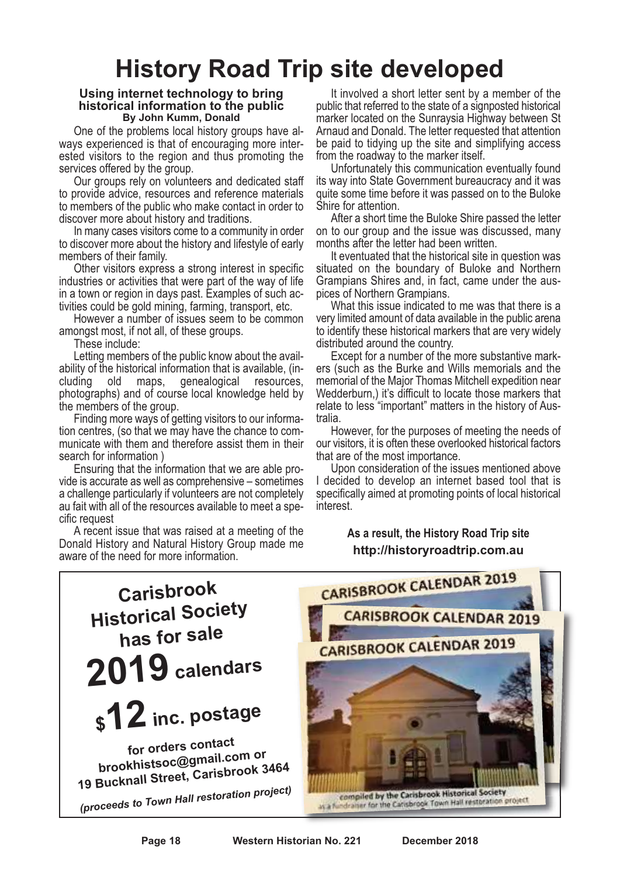# History Road Trip site developed

**Using internet technology to bring historical information to the public**
**By John Kumm, Donald**

One of the problems local history groups have always experienced is that of encouraging more interested visitors to the region and thus promoting the services offered by the group.

Our groups rely on volunteers and dedicated staff to provide advice, resources and reference materials to members of the public who make contact in order to discover more about history and traditions.

In many cases visitors come to a community in order to discover more about the history and lifestyle of early members of their family.

Other visitors express a strong interest in specific industries or activities that were part of the way of life in a town or region in days past. Examples of such activities could be gold mining, farming, transport, etc.

However a number of issues seem to be common amongst most, if not all, of these groups.

These include:

Letting members of the public know about the availability of the historical information that is available, (including old maps, genealogical resources, photographs) and of course local knowledge held by the members of the group.

Finding more ways of getting visitors to our information centres, (so that we may have the chance to communicate with them and therefore assist them in their search for information )

Ensuring that the information that we are able provide is accurate as well as comprehensive – sometimes a challenge particularly if volunteers are not completely au fait with all of the resources available to meet a specific request

A recent issue that was raised at a meeting of the Donald History and Natural History Group made me aware of the need for more information.

It involved a short letter sent by a member of the public that referred to the state of a signposted historical marker located on the Sunraysia Highway between St Arnaud and Donald. The letter requested that attention be paid to tidying up the site and simplifying access from the roadway to the marker itself.

Unfortunately this communication eventually found its way into State Government bureaucracy and it was quite some time before it was passed on to the Buloke Shire for attention.

After a short time the Buloke Shire passed the letter on to our group and the issue was discussed, many months after the letter had been written.

It eventuated that the historical site in question was situated on the boundary of Buloke and Northern Grampians Shires and, in fact, came under the auspices of Northern Grampians.

What this issue indicated to me was that there is a very limited amount of data available in the public arena to identify these historical markers that are very widely distributed around the country.

Except for a number of the more substantive markers (such as the Burke and Wills memorials and the memorial of the Major Thomas Mitchell expedition near Wedderburn,) it's difficult to locate those markers that relate to less "important" matters in the history of Australia.

However, for the purposes of meeting the needs of our visitors, it is often these overlooked historical factors that are of the most importance.

Upon consideration of the issues mentioned above I decided to develop an internet based tool that is specifically aimed at promoting points of local historical interest.

**As a result, the History Road Trip site**
**http://historyroadtrip.com.au**

---

**Carisbrook Historical Society has for sale**

**2019 calendars**

**$12 inc. postage**

**for orders contact**
**brookhistsoc@gmail.com or**
**19 Bucknall Street, Carisbrook 3464**

***(proceeds to Town Hall restoration project)***

CARISBROOK CALENDAR 2019

compiled by the Carisbrook Historical Society as a fundraiser for the Carisbrook Town Hall restoration project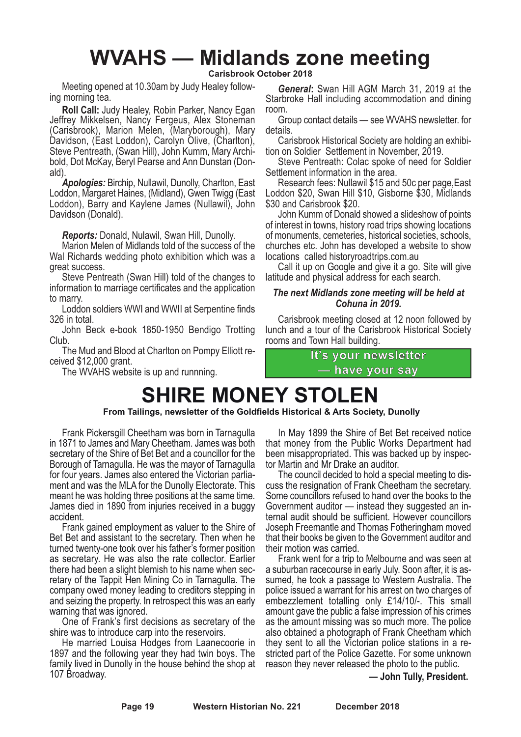# WVAHS — Midlands zone meeting

**Carisbrook October 2018**

Meeting opened at 10.30am by Judy Healey following morning tea.

**Roll Call:** Judy Healey, Robin Parker, Nancy Egan Jeffrey Mikkelsen, Nancy Fergeus, Alex Stoneman (Carisbrook), Marion Melen, (Maryborough), Mary Davidson, (East Loddon), Carolyn Olive, (Charlton), Steve Pentreath, (Swan Hill), John Kumm, Mary Archibold, Dot McKay, Beryl Pearse and Ann Dunstan (Donald).

***Apologies:*** Birchip, Nullawil, Dunolly, Charlton, East Loddon, Margaret Haines, (Midland), Gwen Twigg (East Loddon), Barry and Kaylene James (Nullawil), John Davidson (Donald).

***Reports:*** Donald, Nulawil, Swan Hill, Dunolly.

Marion Melen of Midlands told of the success of the Wal Richards wedding photo exhibition which was a great success.

Steve Pentreath (Swan Hill) told of the changes to information to marriage certificates and the application to marry.

Loddon soldiers WWI and WWII at Serpentine finds 326 in total.

John Beck e-book 1850-1950 Bendigo Trotting Club.

The Mud and Blood at Charlton on Pompy Elliott received $12,000 grant.

The WVAHS website is up and runnning.

***General*:** Swan Hill AGM March 31, 2019 at the Starbroke Hall including accommodation and dining room.

Group contact details — see WVAHS newsletter. for details.

Carisbrook Historical Society are holding an exhibition on Soldier Settlement in November, 2019.

Steve Pentreath: Colac spoke of need for Soldier Settlement information in the area.

Research fees: Nullawil $15 and 50c per page,East Loddon $20, Swan Hill $10, Gisborne $30, Midlands $30 and Carisbrook $20.

John Kumm of Donald showed a slideshow of points of interest in towns, history road trips showing locations of monuments, cemeteries, historical societies, schools, churches etc. John has developed a website to show locations called historyroadtrips.com.au

Call it up on Google and give it a go. Site will give latitude and physical address for each search.

***The next Midlands zone meeting will be held at Cohuna in 2019.***

Carisbrook meeting closed at 12 noon followed by lunch and a tour of the Carisbrook Historical Society rooms and Town Hall building.

**It's your newsletter — have your say**

# SHIRE MONEY STOLEN

**From Tailings, newsletter of the Goldfields Historical & Arts Society, Dunolly**

Frank Pickersgill Cheetham was born in Tarnagulla in 1871 to James and Mary Cheetham. James was both secretary of the Shire of Bet Bet and a councillor for the Borough of Tarnagulla. He was the mayor of Tarnagulla for four years. James also entered the Victorian parliament and was the MLA for the Dunolly Electorate. This meant he was holding three positions at the same time. James died in 1890 from injuries received in a buggy accident.

Frank gained employment as valuer to the Shire of Bet Bet and assistant to the secretary. Then when he turned twenty-one took over his father's former position as secretary. He was also the rate collector. Earlier there had been a slight blemish to his name when secretary of the Tappit Hen Mining Co in Tarnagulla. The company owed money leading to creditors stepping in and seizing the property. In retrospect this was an early warning that was ignored.

One of Frank's first decisions as secretary of the shire was to introduce carp into the reservoirs.

He married Louisa Hodges from Laanecoorie in 1897 and the following year they had twin boys. The family lived in Dunolly in the house behind the shop at 107 Broadway.

In May 1899 the Shire of Bet Bet received notice that money from the Public Works Department had been misappropriated. This was backed up by inspector Martin and Mr Drake an auditor.

The council decided to hold a special meeting to discuss the resignation of Frank Cheetham the secretary. Some councillors refused to hand over the books to the Government auditor — instead they suggested an internal audit should be sufficient. However councillors Joseph Freemantle and Thomas Fotheringham moved that their books be given to the Government auditor and their motion was carried.

Frank went for a trip to Melbourne and was seen at a suburban racecourse in early July. Soon after, it is assumed, he took a passage to Western Australia. The police issued a warrant for his arrest on two charges of embezzlement totalling only £14/10/-. This small amount gave the public a false impression of his crimes as the amount missing was so much more. The police also obtained a photograph of Frank Cheetham which they sent to all the Victorian police stations in a restricted part of the Police Gazette. For some unknown reason they never released the photo to the public.

**— John Tully, President.**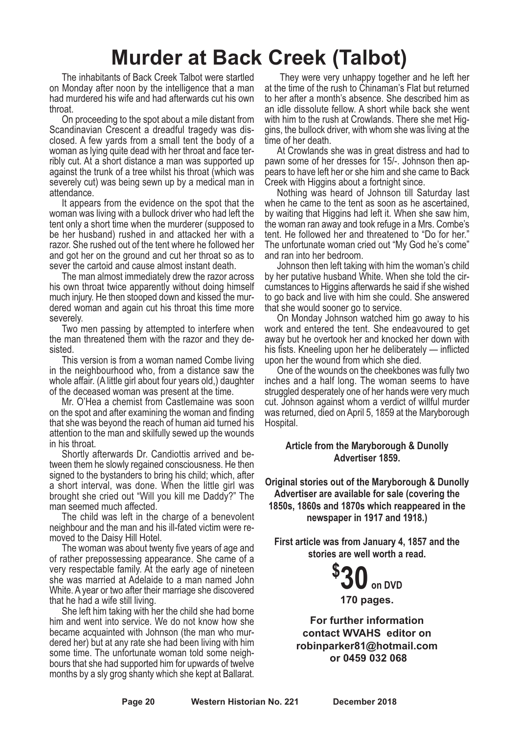# Murder at Back Creek (Talbot)

The inhabitants of Back Creek Talbot were startled on Monday after noon by the intelligence that a man had murdered his wife and had afterwards cut his own throat.

On proceeding to the spot about a mile distant from Scandinavian Crescent a dreadful tragedy was disclosed. A few yards from a small tent the body of a woman as lying quite dead with her throat and face terribly cut. At a short distance a man was supported up against the trunk of a tree whilst his throat (which was severely cut) was being sewn up by a medical man in attendance.

It appears from the evidence on the spot that the woman was living with a bullock driver who had left the tent only a short time when the murderer (supposed to be her husband) rushed in and attacked her with a razor. She rushed out of the tent where he followed her and got her on the ground and cut her throat so as to sever the cartoid and cause almost instant death.

The man almost immediately drew the razor across his own throat twice apparently without doing himself much injury. He then stooped down and kissed the murdered woman and again cut his throat this time more severely.

Two men passing by attempted to interfere when the man threatened them with the razor and they desisted.

This version is from a woman named Combe living in the neighbourhood who, from a distance saw the whole affair. (A little girl about four years old,) daughter of the deceased woman was present at the time.

Mr. O'Hea a chemist from Castlemaine was soon on the spot and after examining the woman and finding that she was beyond the reach of human aid turned his attention to the man and skilfully sewed up the wounds in his throat.

Shortly afterwards Dr. Candiottis arrived and between them he slowly regained consciousness. He then signed to the bystanders to bring his child; which, after a short interval, was done. When the little girl was brought she cried out "Will you kill me Daddy?" The man seemed much affected.

The child was left in the charge of a benevolent neighbour and the man and his ill-fated victim were removed to the Daisy Hill Hotel.

The woman was about twenty five years of age and of rather prepossessing appearance. She came of a very respectable family. At the early age of nineteen she was married at Adelaide to a man named John White. A year or two after their marriage she discovered that he had a wife still living.

She left him taking with her the child she had borne him and went into service. We do not know how she became acquainted with Johnson (the man who murdered her) but at any rate she had been living with him some time. The unfortunate woman told some neighbours that she had supported him for upwards of twelve months by a sly grog shanty which she kept at Ballarat.

They were very unhappy together and he left her at the time of the rush to Chinaman's Flat but returned to her after a month's absence. She described him as an idle dissolute fellow. A short while back she went with him to the rush at Crowlands. There she met Higgins, the bullock driver, with whom she was living at the time of her death.

At Crowlands she was in great distress and had to pawn some of her dresses for 15/-. Johnson then appears to have left her or she him and she came to Back Creek with Higgins about a fortnight since.

Nothing was heard of Johnson till Saturday last when he came to the tent as soon as he ascertained, by waiting that Higgins had left it. When she saw him, the woman ran away and took refuge in a Mrs. Combe's tent. He followed her and threatened to "Do for her." The unfortunate woman cried out "My God he's come" and ran into her bedroom.

Johnson then left taking with him the woman's child by her putative husband White. When she told the circumstances to Higgins afterwards he said if she wished to go back and live with him she could. She answered that she would sooner go to service.

On Monday Johnson watched him go away to his work and entered the tent. She endeavoured to get away but he overtook her and knocked her down with his fists. Kneeling upon her he deliberately — inflicted upon her the wound from which she died.

One of the wounds on the cheekbones was fully two inches and a half long. The woman seems to have struggled desperately one of her hands were very much cut. Johnson against whom a verdict of willful murder was returned, died on April 5, 1859 at the Maryborough Hospital.

**Article from the Maryborough & Dunolly Advertiser 1859.**

**Original stories out of the Maryborough & Dunolly Advertiser are available for sale (covering the 1850s, 1860s and 1870s which reappeared in the newspaper in 1917 and 1918.)**

**First article was from January 4, 1857 and the stories are well worth a read.**

**$30 on DVD**

**170 pages.**

**For further information contact WVAHS editor on robinparker81@hotmail.com or 0459 032 068**